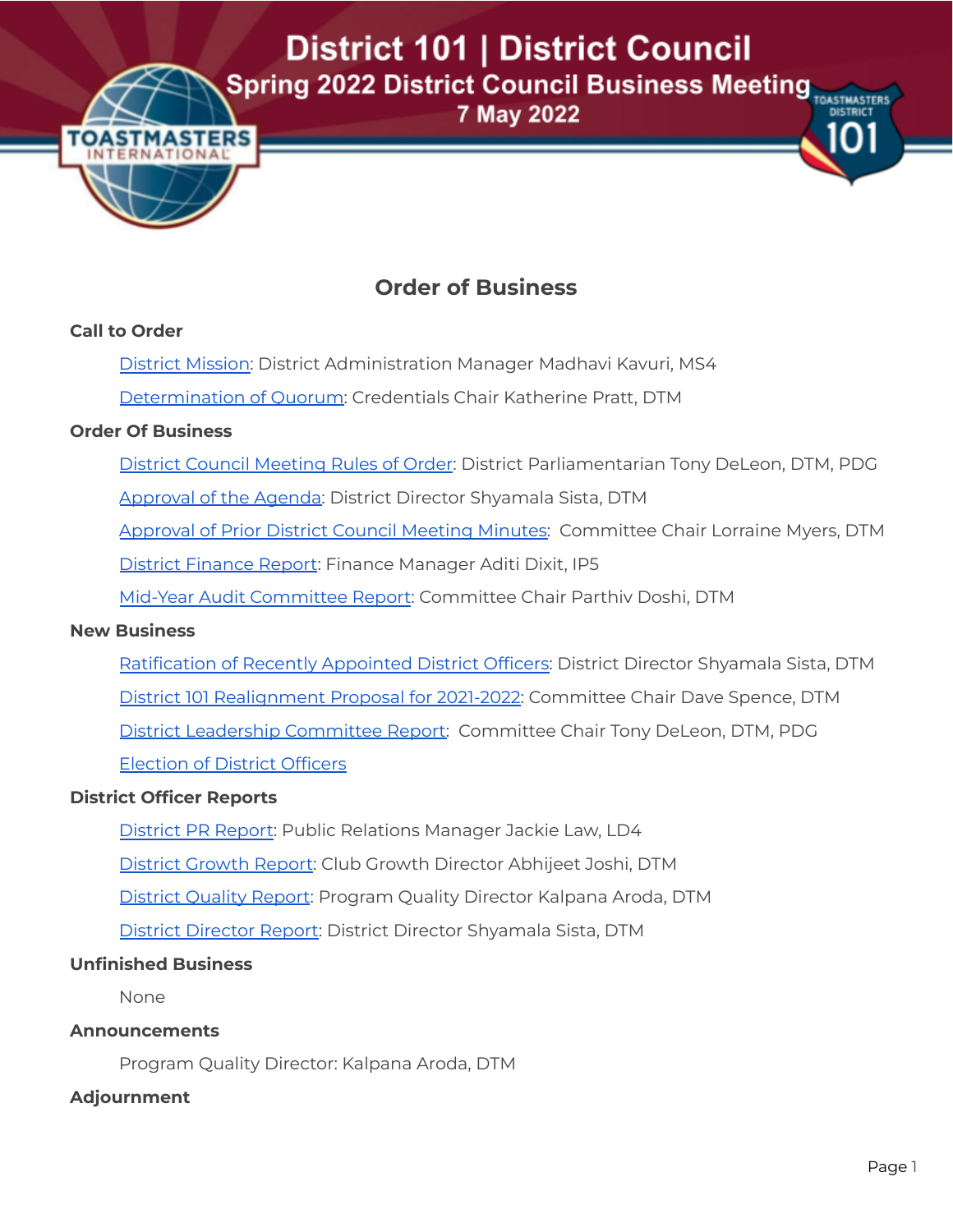# District 101 | District Council

## Spring 2022 District Council Business Meeting

### 7 May 2022

## Order of Business

**Call to Order**

District Mission: District Administration Manager Madhavi Kavuri, MS4

Determination of Quorum: Credentials Chair Katherine Pratt, DTM

**Order Of Business**

District Council Meeting Rules of Order: District Parliamentarian Tony DeLeon, DTM, PDG

Approval of the Agenda: District Director Shyamala Sista, DTM

Approval of Prior District Council Meeting Minutes: Committee Chair Lorraine Myers, DTM

District Finance Report: Finance Manager Aditi Dixit, IP5

Mid-Year Audit Committee Report: Committee Chair Parthiv Doshi, DTM

**New Business**

Ratification of Recently Appointed District Officers: District Director Shyamala Sista, DTM

District 101 Realignment Proposal for 2021-2022: Committee Chair Dave Spence, DTM

District Leadership Committee Report: Committee Chair Tony DeLeon, DTM, PDG

Election of District Officers

**District Officer Reports**

District PR Report: Public Relations Manager Jackie Law, LD4

District Growth Report: Club Growth Director Abhijeet Joshi, DTM

District Quality Report: Program Quality Director Kalpana Aroda, DTM

District Director Report: District Director Shyamala Sista, DTM

**Unfinished Business**

None

**Announcements**

Program Quality Director: Kalpana Aroda, DTM

**Adjournment**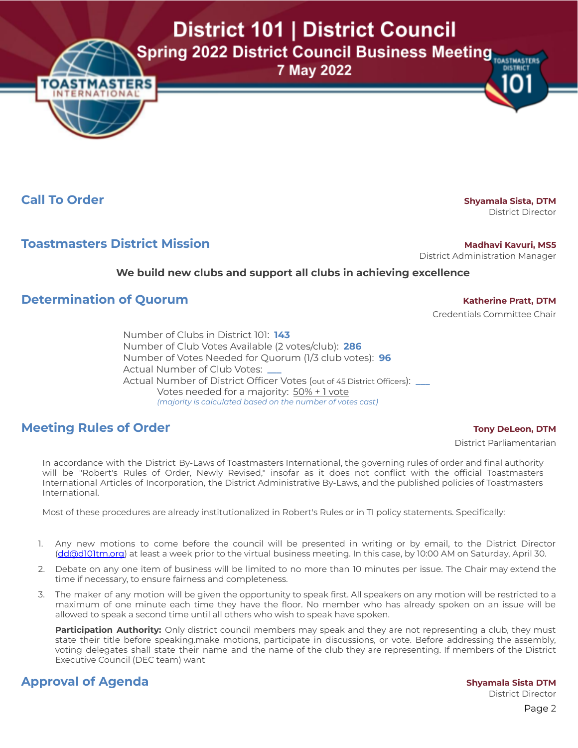# District 101 | District Council

## Spring 2022 District Council Business Meeting

### 7 May 2022

## Call To Order

**Shyamala Sista, DTM**
District Director

## Toastmasters District Mission

**Madhavi Kavuri, MS5**
District Administration Manager

**We build new clubs and support all clubs in achieving excellence**

## Determination of Quorum

**Katherine Pratt, DTM**
Credentials Committee Chair

Number of Clubs in District 101: **143**
Number of Club Votes Available (2 votes/club): **286**
Number of Votes Needed for Quorum (1/3 club votes): **96**
Actual Number of Club Votes: ___
Actual Number of District Officer Votes (out of 45 District Officers): ___
Votes needed for a majority: 50% + 1 vote
*(majority is calculated based on the number of votes cast)*

## Meeting Rules of Order

**Tony DeLeon, DTM**
District Parliamentarian

In accordance with the District By-Laws of Toastmasters International, the governing rules of order and final authority will be "Robert's Rules of Order, Newly Revised," insofar as it does not conflict with the official Toastmasters International Articles of Incorporation, the District Administrative By-Laws, and the published policies of Toastmasters International.

Most of these procedures are already institutionalized in Robert's Rules or in TI policy statements. Specifically:

1. Any new motions to come before the council will be presented in writing or by email, to the District Director (dd@d101tm.org) at least a week prior to the virtual business meeting. In this case, by 10:00 AM on Saturday, April 30.
2. Debate on any one item of business will be limited to no more than 10 minutes per issue. The Chair may extend the time if necessary, to ensure fairness and completeness.
3. The maker of any motion will be given the opportunity to speak first. All speakers on any motion will be restricted to a maximum of one minute each time they have the floor. No member who has already spoken on an issue will be allowed to speak a second time until all others who wish to speak have spoken.

   **Participation Authority:** Only district council members may speak and they are not representing a club, they must state their title before speaking.make motions, participate in discussions, or vote. Before addressing the assembly, voting delegates shall state their name and the name of the club they are representing. If members of the District Executive Council (DEC team) want

## Approval of Agenda

**Shyamala Sista DTM**
District Director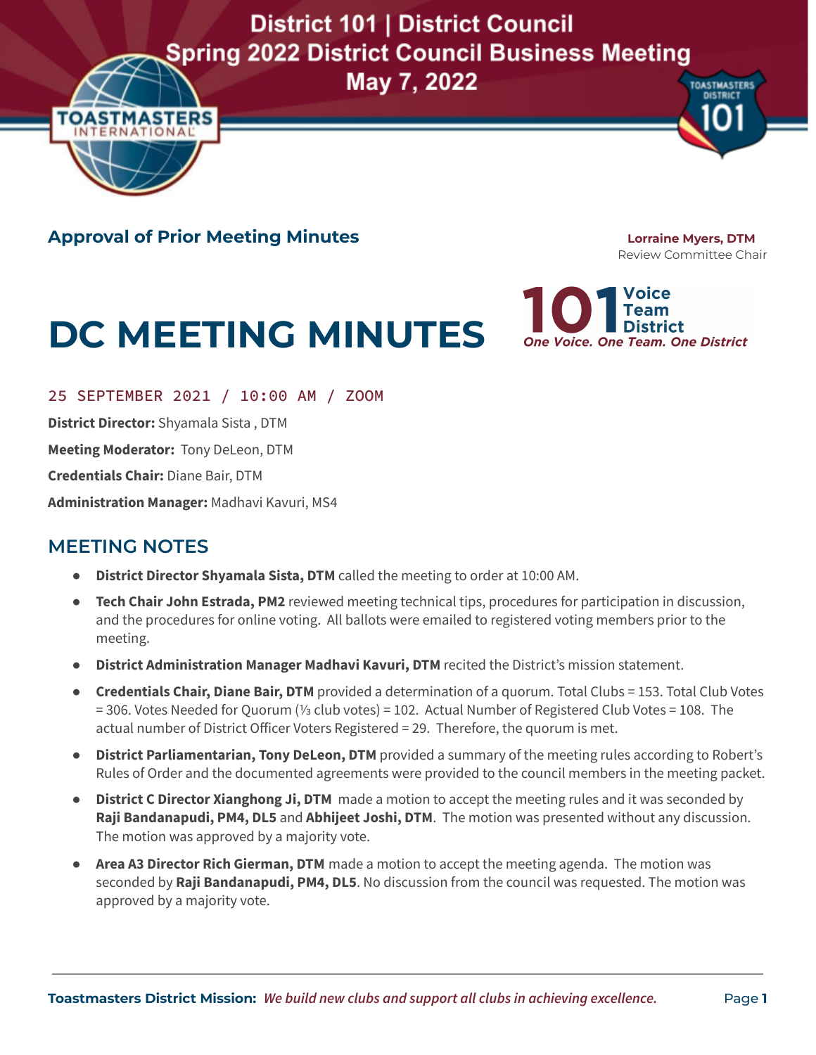# District 101 | District Council
## Spring 2022 District Council Business Meeting
## May 7, 2022

**Approval of Prior Meeting Minutes**

**Lorraine Myers, DTM**
Review Committee Chair

# DC MEETING MINUTES

**101 Voice Team District**
*One Voice. One Team. One District*

25 SEPTEMBER 2021 / 10:00 AM / ZOOM

**District Director:** Shyamala Sista , DTM

**Meeting Moderator:** Tony DeLeon, DTM

**Credentials Chair:** Diane Bair, DTM

**Administration Manager:** Madhavi Kavuri, MS4

## MEETING NOTES

- **District Director Shyamala Sista, DTM** called the meeting to order at 10:00 AM.
- **Tech Chair John Estrada, PM2** reviewed meeting technical tips, procedures for participation in discussion, and the procedures for online voting. All ballots were emailed to registered voting members prior to the meeting.
- **District Administration Manager Madhavi Kavuri, DTM** recited the District's mission statement.
- **Credentials Chair, Diane Bair, DTM** provided a determination of a quorum. Total Clubs = 153. Total Club Votes = 306. Votes Needed for Quorum (⅓ club votes) = 102. Actual Number of Registered Club Votes = 108. The actual number of District Officer Voters Registered = 29. Therefore, the quorum is met.
- **District Parliamentarian, Tony DeLeon, DTM** provided a summary of the meeting rules according to Robert's Rules of Order and the documented agreements were provided to the council members in the meeting packet.
- **District C Director Xianghong Ji, DTM** made a motion to accept the meeting rules and it was seconded by **Raji Bandanapudi, PM4, DL5** and **Abhijeet Joshi, DTM**. The motion was presented without any discussion. The motion was approved by a majority vote.
- **Area A3 Director Rich Gierman, DTM** made a motion to accept the meeting agenda. The motion was seconded by **Raji Bandanapudi, PM4, DL5**. No discussion from the council was requested. The motion was approved by a majority vote.

**Toastmasters District Mission:** *We build new clubs and support all clubs in achieving excellence.*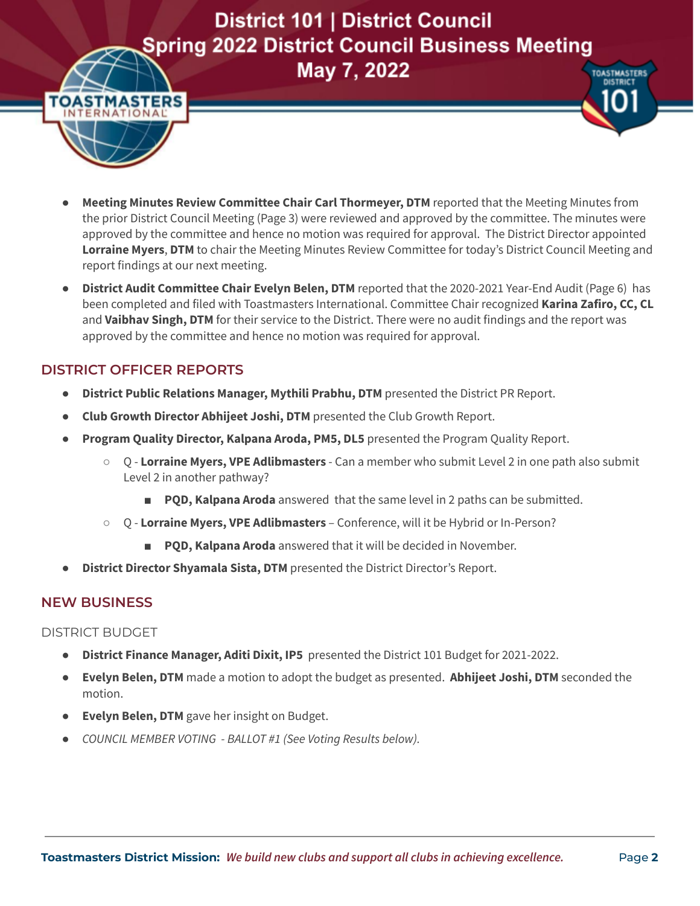- **Meeting Minutes Review Committee Chair Carl Thormeyer, DTM** reported that the Meeting Minutes from the prior District Council Meeting (Page 3) were reviewed and approved by the committee. The minutes were approved by the committee and hence no motion was required for approval. The District Director appointed **Lorraine Myers**, **DTM** to chair the Meeting Minutes Review Committee for today's District Council Meeting and report findings at our next meeting.
- **District Audit Committee Chair Evelyn Belen, DTM** reported that the 2020-2021 Year-End Audit (Page 6) has been completed and filed with Toastmasters International. Committee Chair recognized **Karina Zafiro, CC, CL** and **Vaibhav Singh, DTM** for their service to the District. There were no audit findings and the report was approved by the committee and hence no motion was required for approval.

## DISTRICT OFFICER REPORTS

- **District Public Relations Manager, Mythili Prabhu, DTM** presented the District PR Report.
- **Club Growth Director Abhijeet Joshi, DTM** presented the Club Growth Report.
- **Program Quality Director, Kalpana Aroda, PM5, DL5** presented the Program Quality Report.
  - Q - **Lorraine Myers, VPE Adlibmasters** - Can a member who submit Level 2 in one path also submit Level 2 in another pathway?
    - **PQD, Kalpana Aroda** answered that the same level in 2 paths can be submitted.
  - Q - **Lorraine Myers, VPE Adlibmasters** – Conference, will it be Hybrid or In-Person?
    - **PQD, Kalpana Aroda** answered that it will be decided in November.
- **District Director Shyamala Sista, DTM** presented the District Director's Report.

## NEW BUSINESS

### DISTRICT BUDGET

- **District Finance Manager, Aditi Dixit, IP5** presented the District 101 Budget for 2021-2022.
- **Evelyn Belen, DTM** made a motion to adopt the budget as presented. **Abhijeet Joshi, DTM** seconded the motion.
- **Evelyn Belen, DTM** gave her insight on Budget.
- *COUNCIL MEMBER VOTING - BALLOT #1 (See Voting Results below).*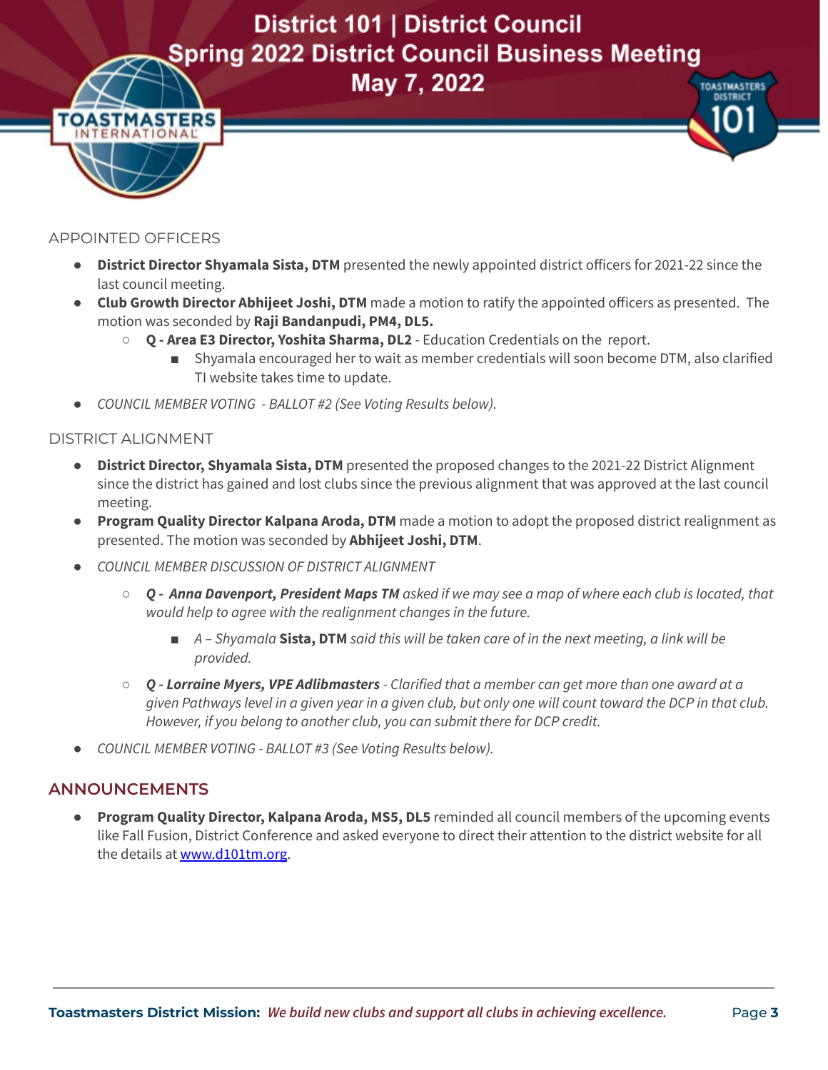APPOINTED OFFICERS

- **District Director Shyamala Sista, DTM** presented the newly appointed district officers for 2021-22 since the last council meeting.
- **Club Growth Director Abhijeet Joshi, DTM** made a motion to ratify the appointed officers as presented. The motion was seconded by **Raji Bandanpudi, PM4, DL5.**
    - **Q - Area E3 Director, Yoshita Sharma, DL2** - Education Credentials on the report.
        - Shyamala encouraged her to wait as member credentials will soon become DTM, also clarified TI website takes time to update.
- *COUNCIL MEMBER VOTING - BALLOT #2 (See Voting Results below).*

DISTRICT ALIGNMENT

- **District Director, Shyamala Sista, DTM** presented the proposed changes to the 2021-22 District Alignment since the district has gained and lost clubs since the previous alignment that was approved at the last council meeting.
- **Program Quality Director Kalpana Aroda, DTM** made a motion to adopt the proposed district realignment as presented. The motion was seconded by **Abhijeet Joshi, DTM**.
- *COUNCIL MEMBER DISCUSSION OF DISTRICT ALIGNMENT*
    - ***Q - Anna Davenport, President Maps TM*** *asked if we may see a map of where each club is located, that would help to agree with the realignment changes in the future.*
        - *A – Shyamala* ***Sista, DTM*** *said this will be taken care of in the next meeting, a link will be provided.*
    - ***Q - Lorraine Myers, VPE Adlibmasters*** *- Clarified that a member can get more than one award at a given Pathways level in a given year in a given club, but only one will count toward the DCP in that club. However, if you belong to another club, you can submit there for DCP credit.*
- *COUNCIL MEMBER VOTING - BALLOT #3 (See Voting Results below).*

## ANNOUNCEMENTS

- **Program Quality Director, Kalpana Aroda, MS5, DL5** reminded all council members of the upcoming events like Fall Fusion, District Conference and asked everyone to direct their attention to the district website for all the details at www.d101tm.org.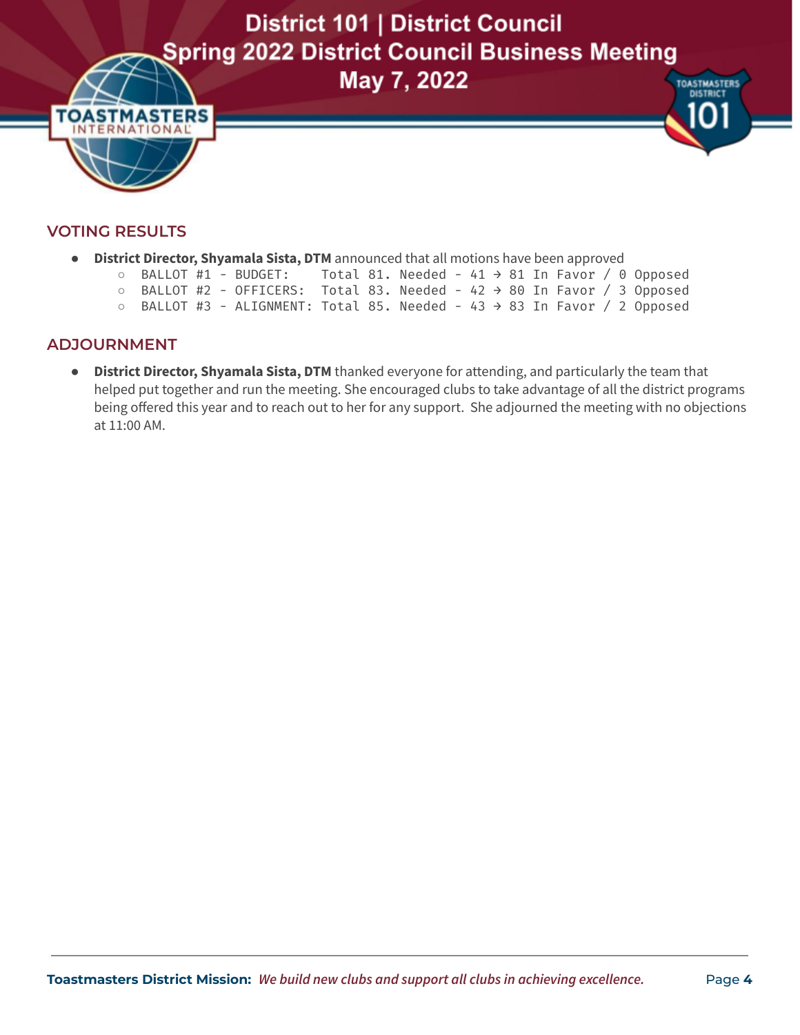## VOTING RESULTS

- **District Director, Shyamala Sista, DTM** announced that all motions have been approved
  - BALLOT #1 - BUDGET: Total 81. Needed - 41 → 81 In Favor / 0 Opposed
  - BALLOT #2 - OFFICERS: Total 83. Needed - 42 → 80 In Favor / 3 Opposed
  - BALLOT #3 - ALIGNMENT: Total 85. Needed - 43 → 83 In Favor / 2 Opposed

## ADJOURNMENT

- **District Director, Shyamala Sista, DTM** thanked everyone for attending, and particularly the team that helped put together and run the meeting. She encouraged clubs to take advantage of all the district programs being offered this year and to reach out to her for any support. She adjourned the meeting with no objections at 11:00 AM.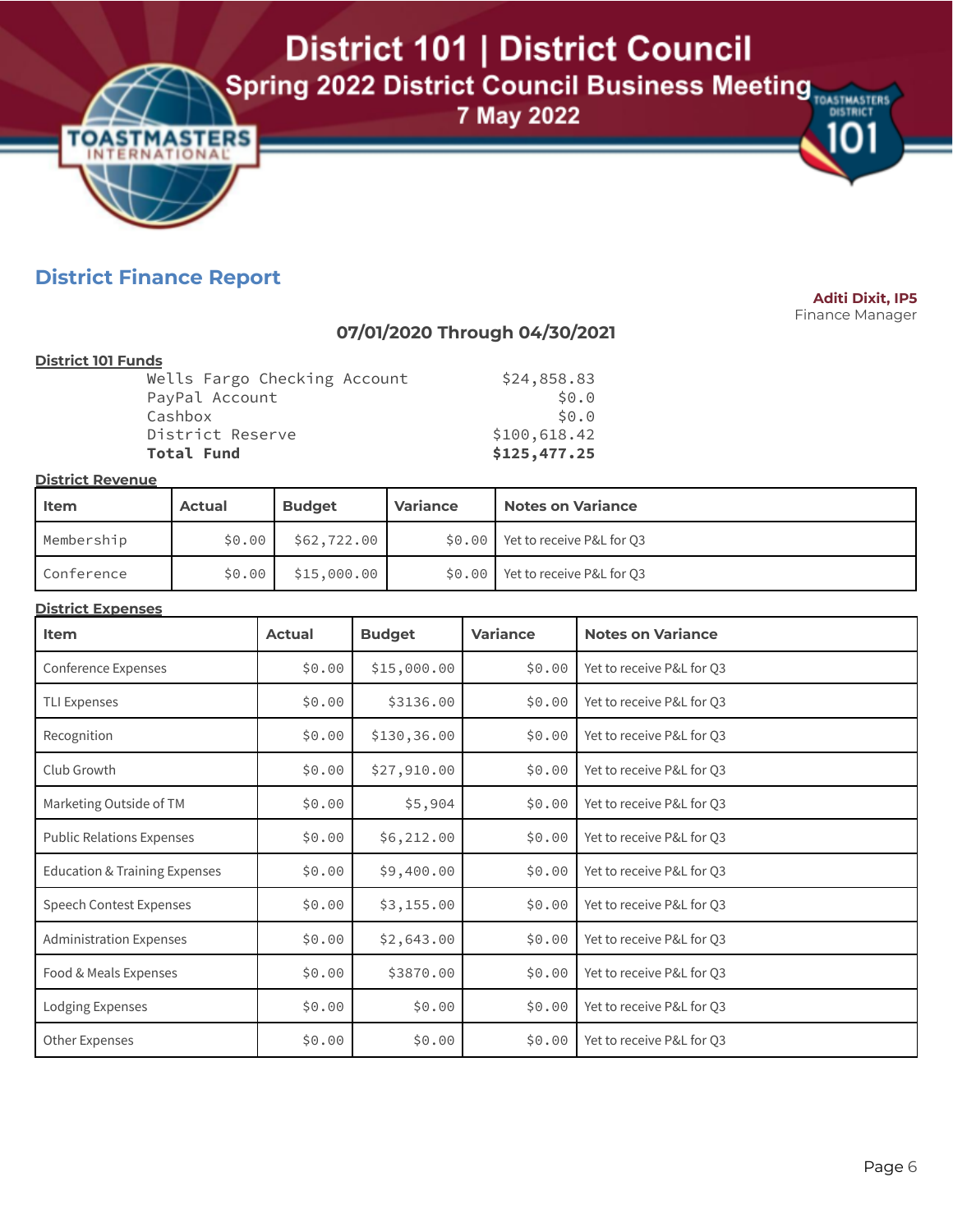# District 101 | District Council

## Spring 2022 District Council Business Meeting

### 7 May 2022

## District Finance Report

**Aditi Dixit, IP5**
Finance Manager

### 07/01/2020 Through 04/30/2021

**District 101 Funds**

| | |
|---|---|
| Wells Fargo Checking Account | $24,858.83 |
| PayPal Account | $0.0 |
| Cashbox | $0.0 |
| District Reserve | $100,618.42 |
| **Total Fund** | **$125,477.25** |

**District Revenue**

| Item | Actual | Budget | Variance | Notes on Variance |
|---|---|---|---|---|
| Membership | $0.00 | $62,722.00 | $0.00 | Yet to receive P&L for Q3 |
| Conference | $0.00 | $15,000.00 | $0.00 | Yet to receive P&L for Q3 |

**District Expenses**

| Item | Actual | Budget | Variance | Notes on Variance |
|---|---|---|---|---|
| Conference Expenses | $0.00 | $15,000.00 | $0.00 | Yet to receive P&L for Q3 |
| TLI Expenses | $0.00 | $3136.00 | $0.00 | Yet to receive P&L for Q3 |
| Recognition | $0.00 | $130,36.00 | $0.00 | Yet to receive P&L for Q3 |
| Club Growth | $0.00 | $27,910.00 | $0.00 | Yet to receive P&L for Q3 |
| Marketing Outside of TM | $0.00 | $5,904 | $0.00 | Yet to receive P&L for Q3 |
| Public Relations Expenses | $0.00 | $6,212.00 | $0.00 | Yet to receive P&L for Q3 |
| Education & Training Expenses | $0.00 | $9,400.00 | $0.00 | Yet to receive P&L for Q3 |
| Speech Contest Expenses | $0.00 | $3,155.00 | $0.00 | Yet to receive P&L for Q3 |
| Administration Expenses | $0.00 | $2,643.00 | $0.00 | Yet to receive P&L for Q3 |
| Food & Meals Expenses | $0.00 | $3870.00 | $0.00 | Yet to receive P&L for Q3 |
| Lodging Expenses | $0.00 | $0.00 | $0.00 | Yet to receive P&L for Q3 |
| Other Expenses | $0.00 | $0.00 | $0.00 | Yet to receive P&L for Q3 |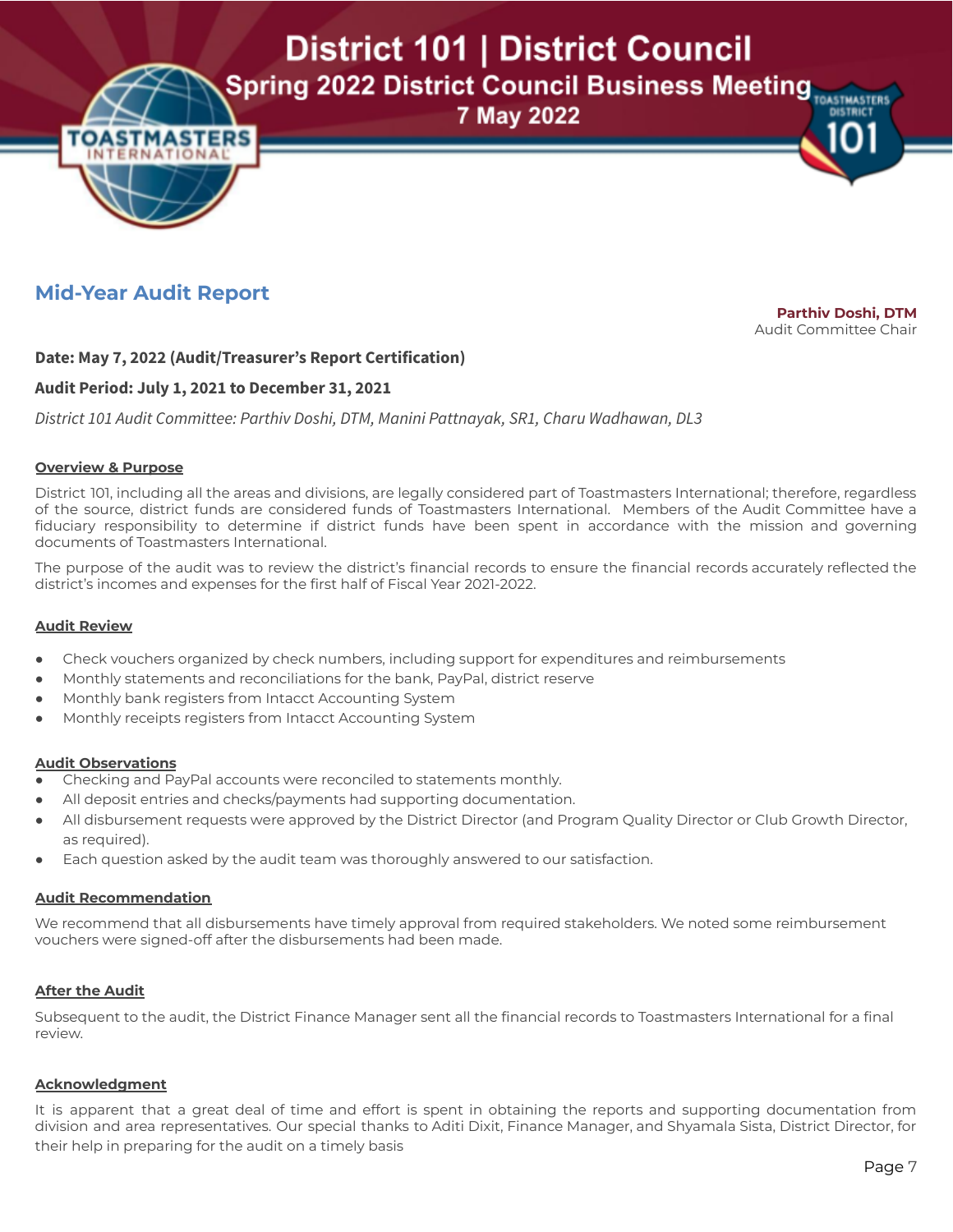# Mid-Year Audit Report

**Parthiv Doshi, DTM**
Audit Committee Chair

**Date: May 7, 2022 (Audit/Treasurer's Report Certification)**

**Audit Period: July 1, 2021 to December 31, 2021**

*District 101 Audit Committee: Parthiv Doshi, DTM, Manini Pattnayak, SR1, Charu Wadhawan, DL3*

## Overview & Purpose

District 101, including all the areas and divisions, are legally considered part of Toastmasters International; therefore, regardless of the source, district funds are considered funds of Toastmasters International. Members of the Audit Committee have a fiduciary responsibility to determine if district funds have been spent in accordance with the mission and governing documents of Toastmasters International.

The purpose of the audit was to review the district's financial records to ensure the financial records accurately reflected the district's incomes and expenses for the first half of Fiscal Year 2021-2022.

## Audit Review

- Check vouchers organized by check numbers, including support for expenditures and reimbursements
- Monthly statements and reconciliations for the bank, PayPal, district reserve
- Monthly bank registers from Intacct Accounting System
- Monthly receipts registers from Intacct Accounting System

## Audit Observations

- Checking and PayPal accounts were reconciled to statements monthly.
- All deposit entries and checks/payments had supporting documentation.
- All disbursement requests were approved by the District Director (and Program Quality Director or Club Growth Director, as required).
- Each question asked by the audit team was thoroughly answered to our satisfaction.

## Audit Recommendation

We recommend that all disbursements have timely approval from required stakeholders. We noted some reimbursement vouchers were signed-off after the disbursements had been made.

## After the Audit

Subsequent to the audit, the District Finance Manager sent all the financial records to Toastmasters International for a final review.

## Acknowledgment

It is apparent that a great deal of time and effort is spent in obtaining the reports and supporting documentation from division and area representatives. Our special thanks to Aditi Dixit, Finance Manager, and Shyamala Sista, District Director, for their help in preparing for the audit on a timely basis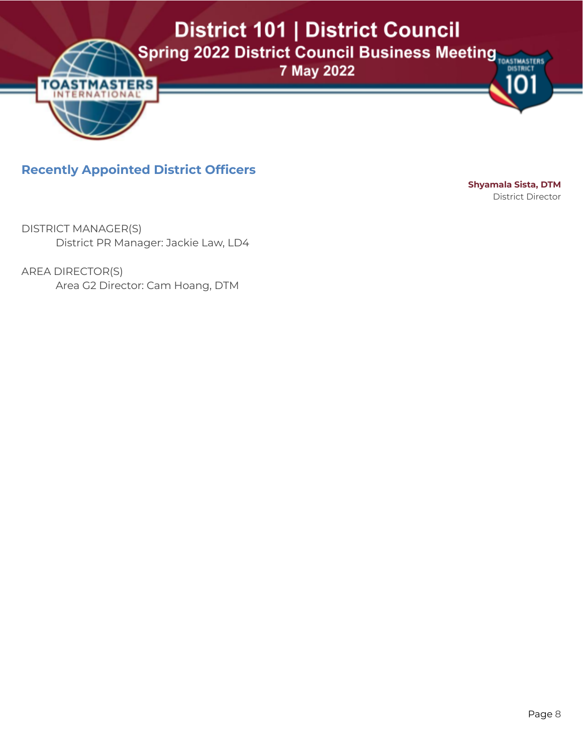## Recently Appointed District Officers

**Shyamala Sista, DTM**
District Director

DISTRICT MANAGER(S)

District PR Manager: Jackie Law, LD4

AREA DIRECTOR(S)

Area G2 Director: Cam Hoang, DTM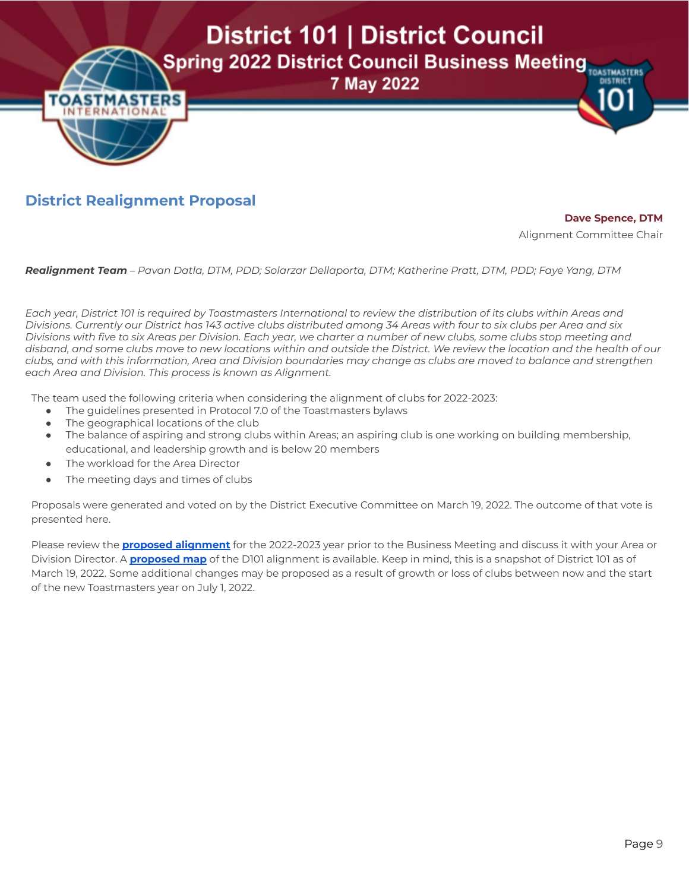## District Realignment Proposal

**Dave Spence, DTM**
Alignment Committee Chair

***Realignment Team*** *– Pavan Datla, DTM, PDD; Solarzar Dellaporta, DTM; Katherine Pratt, DTM, PDD; Faye Yang, DTM*

*Each year, District 101 is required by Toastmasters International to review the distribution of its clubs within Areas and Divisions. Currently our District has 143 active clubs distributed among 34 Areas with four to six clubs per Area and six Divisions with five to six Areas per Division. Each year, we charter a number of new clubs, some clubs stop meeting and disband, and some clubs move to new locations within and outside the District. We review the location and the health of our clubs, and with this information, Area and Division boundaries may change as clubs are moved to balance and strengthen each Area and Division. This process is known as Alignment.*

The team used the following criteria when considering the alignment of clubs for 2022-2023:

- The guidelines presented in Protocol 7.0 of the Toastmasters bylaws
- The geographical locations of the club
- The balance of aspiring and strong clubs within Areas; an aspiring club is one working on building membership, educational, and leadership growth and is below 20 members
- The workload for the Area Director
- The meeting days and times of clubs

Proposals were generated and voted on by the District Executive Committee on March 19, 2022. The outcome of that vote is presented here.

Please review the **proposed alignment** for the 2022-2023 year prior to the Business Meeting and discuss it with your Area or Division Director. A **proposed map** of the D101 alignment is available. Keep in mind, this is a snapshot of District 101 as of March 19, 2022. Some additional changes may be proposed as a result of growth or loss of clubs between now and the start of the new Toastmasters year on July 1, 2022.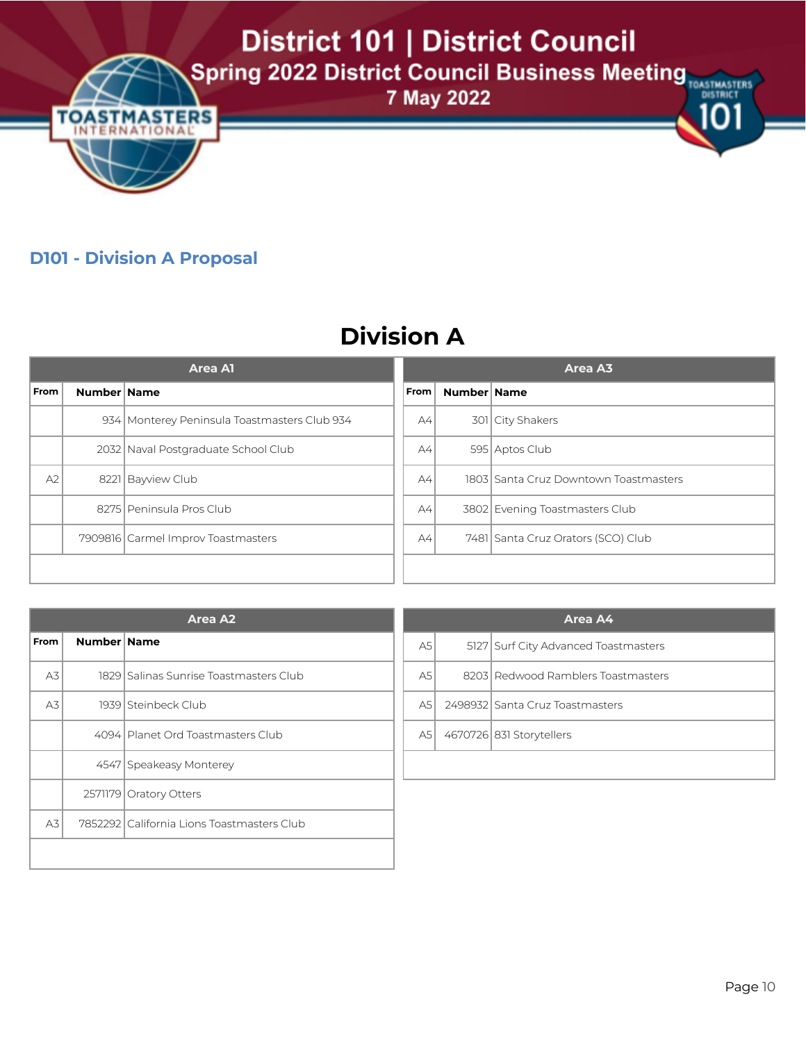## D101 - Division A Proposal

# Division A

**Area A1**

| From | Number | Name |
|---|---|---|
| | 934 | Monterey Peninsula Toastmasters Club 934 |
| | 2032 | Naval Postgraduate School Club |
| A2 | 8221 | Bayview Club |
| | 8275 | Peninsula Pros Club |
| | 7909816 | Carmel Improv Toastmasters |

**Area A3**

| From | Number | Name |
|---|---|---|
| A4 | 301 | City Shakers |
| A4 | 595 | Aptos Club |
| A4 | 1803 | Santa Cruz Downtown Toastmasters |
| A4 | 3802 | Evening Toastmasters Club |
| A4 | 7481 | Santa Cruz Orators (SCO) Club |

**Area A2**

| From | Number | Name |
|---|---|---|
| A3 | 1829 | Salinas Sunrise Toastmasters Club |
| A3 | 1939 | Steinbeck Club |
| | 4094 | Planet Ord Toastmasters Club |
| | 4547 | Speakeasy Monterey |
| | 2571179 | Oratory Otters |
| A3 | 7852292 | California Lions Toastmasters Club |

**Area A4**

| | | |
|---|---|---|
| A5 | 5127 | Surf City Advanced Toastmasters |
| A5 | 8203 | Redwood Ramblers Toastmasters |
| A5 | 2498932 | Santa Cruz Toastmasters |
| A5 | 4670726 | 831 Storytellers |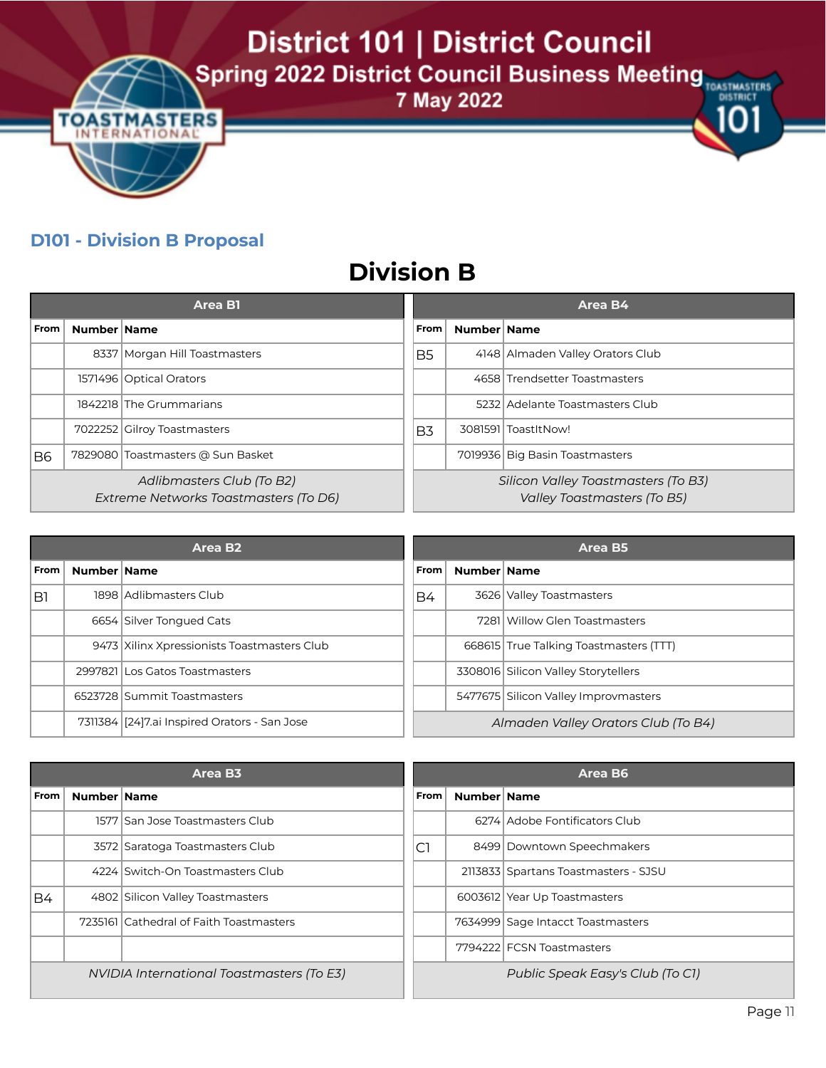## D101 - Division B Proposal

# Division B

| Area B1 | | |
|---|---|---|
| **From** | **Number** | **Name** |
| | 8337 | Morgan Hill Toastmasters |
| | 1571496 | Optical Orators |
| | 1842218 | The Grummarians |
| | 7022252 | Gilroy Toastmasters |
| B6 | 7829080 | Toastmasters @ Sun Basket |
| | | *Adlibmasters Club (To B2)* *Extreme Networks Toastmasters (To D6)* |

| Area B4 | | |
|---|---|---|
| **From** | **Number** | **Name** |
| B5 | 4148 | Almaden Valley Orators Club |
| | 4658 | Trendsetter Toastmasters |
| | 5232 | Adelante Toastmasters Club |
| B3 | 3081591 | ToastItNow! |
| | 7019936 | Big Basin Toastmasters |
| | | *Silicon Valley Toastmasters (To B3)* *Valley Toastmasters (To B5)* |

| Area B2 | | |
|---|---|---|
| **From** | **Number** | **Name** |
| B1 | 1898 | Adlibmasters Club |
| | 6654 | Silver Tongued Cats |
| | 9473 | Xilinx Xpressionists Toastmasters Club |
| | 2997821 | Los Gatos Toastmasters |
| | 6523728 | Summit Toastmasters |
| | 7311384 | [24]7.ai Inspired Orators - San Jose |

| Area B5 | | |
|---|---|---|
| **From** | **Number** | **Name** |
| B4 | 3626 | Valley Toastmasters |
| | 7281 | Willow Glen Toastmasters |
| | 668615 | True Talking Toastmasters (TTT) |
| | 3308016 | Silicon Valley Storytellers |
| | 5477675 | Silicon Valley Improvmasters |
| | | *Almaden Valley Orators Club (To B4)* |

| Area B3 | | |
|---|---|---|
| **From** | **Number** | **Name** |
| | 1577 | San Jose Toastmasters Club |
| | 3572 | Saratoga Toastmasters Club |
| | 4224 | Switch-On Toastmasters Club |
| B4 | 4802 | Silicon Valley Toastmasters |
| | 7235161 | Cathedral of Faith Toastmasters |
| | | |
| | | *NVIDIA International Toastmasters (To E3)* |

| Area B6 | | |
|---|---|---|
| **From** | **Number** | **Name** |
| | 6274 | Adobe Fontificators Club |
| C1 | 8499 | Downtown Speechmakers |
| | 2113833 | Spartans Toastmasters - SJSU |
| | 6003612 | Year Up Toastmasters |
| | 7634999 | Sage Intacct Toastmasters |
| | 7794222 | FCSN Toastmasters |
| | | *Public Speak Easy's Club (To C1)* |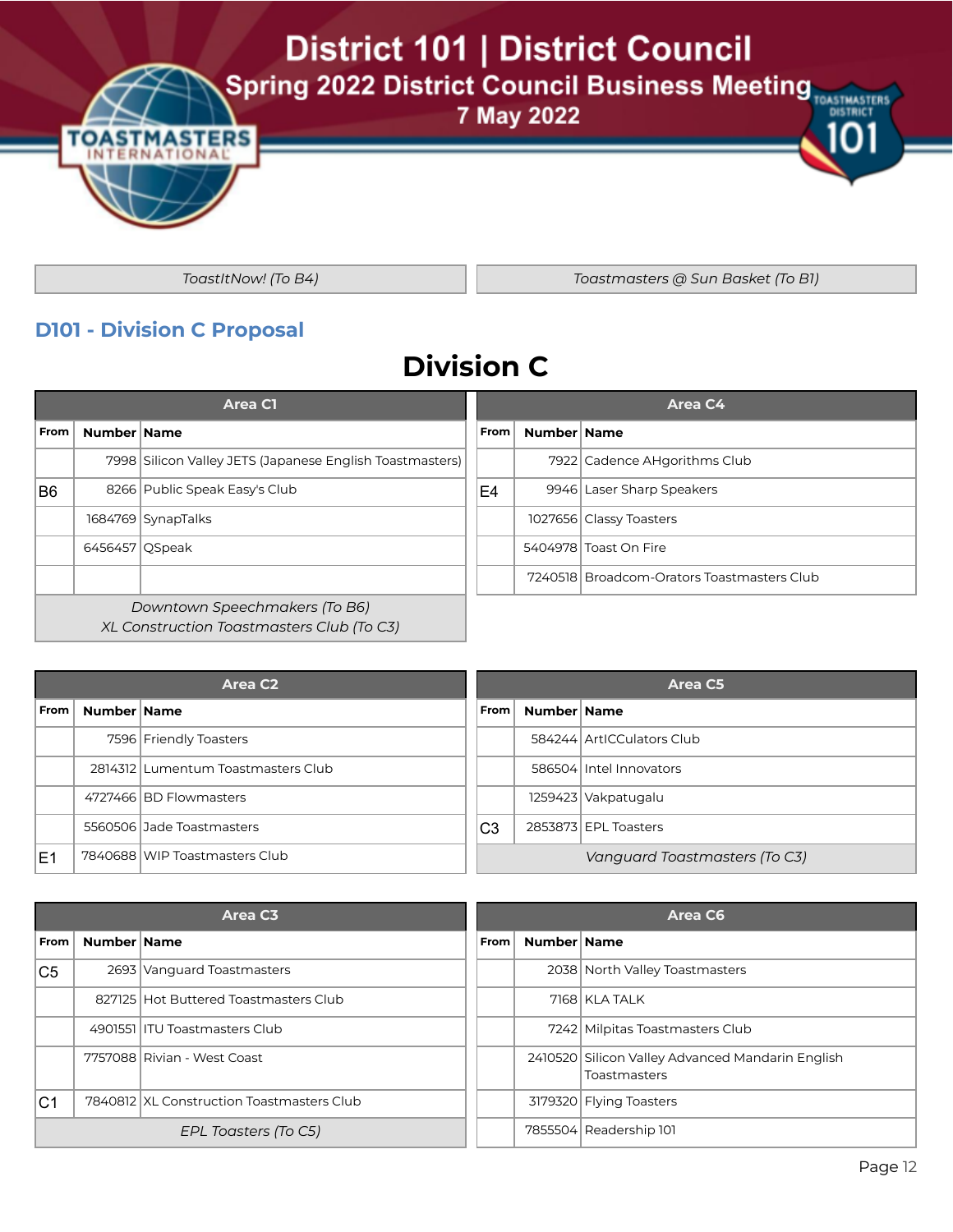| ToastItNow! (To B4) | Toastmasters @ Sun Basket (To B1) |
|---|---|

## D101 - Division C Proposal

# Division C

| Area C1 | | |
|---|---|---|
| **From** | **Number** | **Name** |
| | 7998 | Silicon Valley JETS (Japanese English Toastmasters) |
| B6 | 8266 | Public Speak Easy's Club |
| | 1684769 | SynapTalks |
| | 6456457 | QSpeak |
| | | |
| *Downtown Speechmakers (To B6)* | | |
| *XL Construction Toastmasters Club (To C3)* | | |

| Area C4 | | |
|---|---|---|
| **From** | **Number** | **Name** |
| | 7922 | Cadence AHgorithms Club |
| E4 | 9946 | Laser Sharp Speakers |
| | 1027656 | Classy Toasters |
| | 5404978 | Toast On Fire |
| | 7240518 | Broadcom-Orators Toastmasters Club |

| Area C2 | | |
|---|---|---|
| **From** | **Number** | **Name** |
| | 7596 | Friendly Toasters |
| | 2814312 | Lumentum Toastmasters Club |
| | 4727466 | BD Flowmasters |
| | 5560506 | Jade Toastmasters |
| E1 | 7840688 | WIP Toastmasters Club |

| Area C5 | | |
|---|---|---|
| **From** | **Number** | **Name** |
| | 584244 | ArtICCulators Club |
| | 586504 | Intel Innovators |
| | 1259423 | Vakpatugalu |
| C3 | 2853873 | EPL Toasters |
| *Vanguard Toastmasters (To C3)* | | |

| Area C3 | | |
|---|---|---|
| **From** | **Number** | **Name** |
| C5 | 2693 | Vanguard Toastmasters |
| | 827125 | Hot Buttered Toastmasters Club |
| | 4901551 | ITU Toastmasters Club |
| | 7757088 | Rivian - West Coast |
| C1 | 7840812 | XL Construction Toastmasters Club |
| *EPL Toasters (To C5)* | | |

| Area C6 | | |
|---|---|---|
| **From** | **Number** | **Name** |
| | 2038 | North Valley Toastmasters |
| | 7168 | KLA TALK |
| | 7242 | Milpitas Toastmasters Club |
| | 2410520 | Silicon Valley Advanced Mandarin English Toastmasters |
| | 3179320 | Flying Toasters |
| | 7855504 | Readership 101 |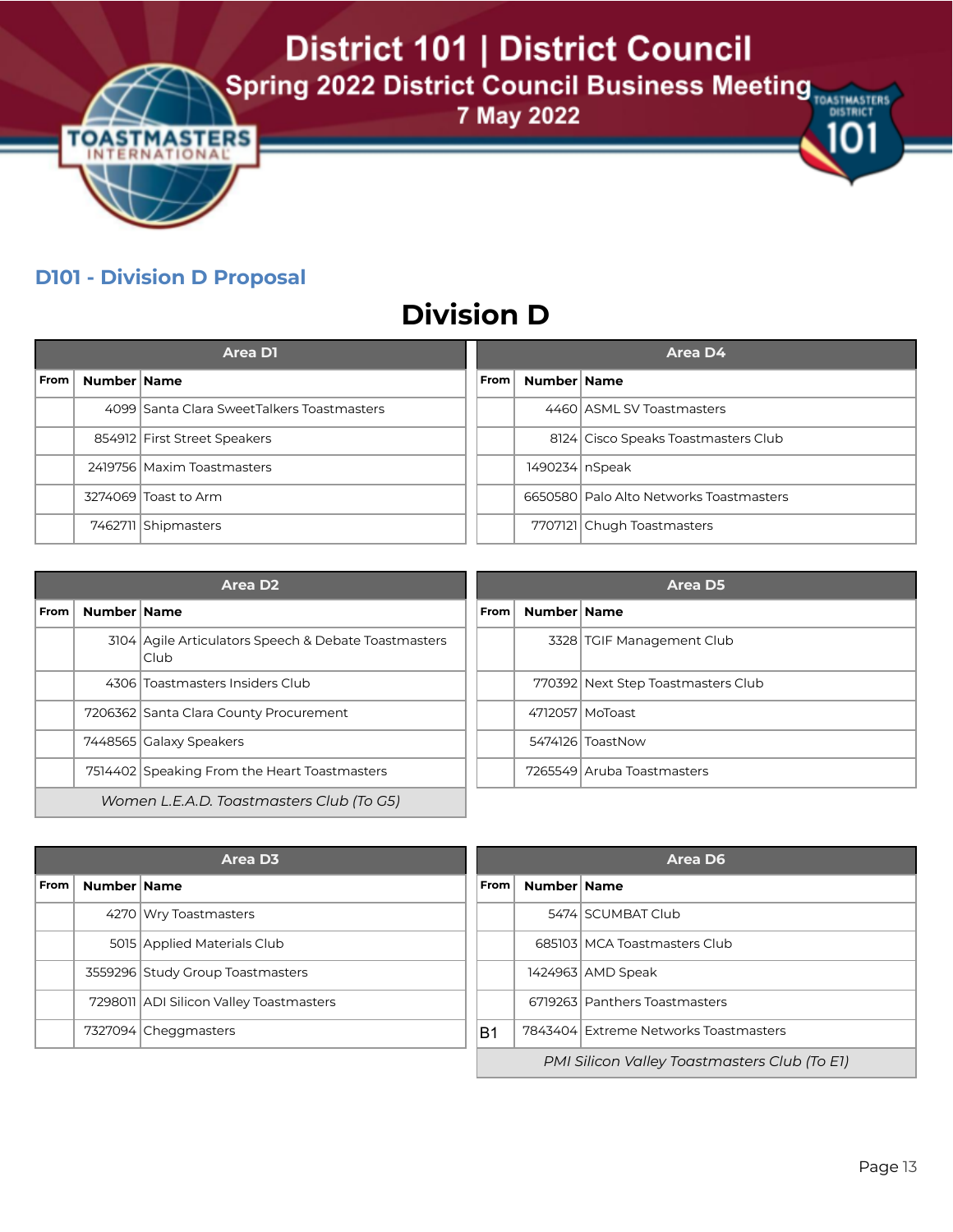## D101 - Division D Proposal

# Division D

| Area D1 | | |
|---|---|---|
| From | Number | Name |
| | 4099 | Santa Clara SweetTalkers Toastmasters |
| | 854912 | First Street Speakers |
| | 2419756 | Maxim Toastmasters |
| | 3274069 | Toast to Arm |
| | 7462711 | Shipmasters |

| Area D4 | | |
|---|---|---|
| From | Number | Name |
| | 4460 | ASML SV Toastmasters |
| | 8124 | Cisco Speaks Toastmasters Club |
| | 1490234 | nSpeak |
| | 6650580 | Palo Alto Networks Toastmasters |
| | 7707121 | Chugh Toastmasters |

| Area D2 | | |
|---|---|---|
| From | Number | Name |
| | 3104 | Agile Articulators Speech & Debate Toastmasters Club |
| | 4306 | Toastmasters Insiders Club |
| | 7206362 | Santa Clara County Procurement |
| | 7448565 | Galaxy Speakers |
| | 7514402 | Speaking From the Heart Toastmasters |
| *Women L.E.A.D. Toastmasters Club (To G5)* | | |

| Area D5 | | |
|---|---|---|
| From | Number | Name |
| | 3328 | TGIF Management Club |
| | 770392 | Next Step Toastmasters Club |
| | 4712057 | MoToast |
| | 5474126 | ToastNow |
| | 7265549 | Aruba Toastmasters |

| Area D3 | | |
|---|---|---|
| From | Number | Name |
| | 4270 | Wry Toastmasters |
| | 5015 | Applied Materials Club |
| | 3559296 | Study Group Toastmasters |
| | 7298011 | ADI Silicon Valley Toastmasters |
| | 7327094 | Cheggmasters |

| Area D6 | | |
|---|---|---|
| From | Number | Name |
| | 5474 | SCUMBAT Club |
| | 685103 | MCA Toastmasters Club |
| | 1424963 | AMD Speak |
| | 6719263 | Panthers Toastmasters |
| B1 | 7843404 | Extreme Networks Toastmasters |
| *PMI Silicon Valley Toastmasters Club (To E1)* | | |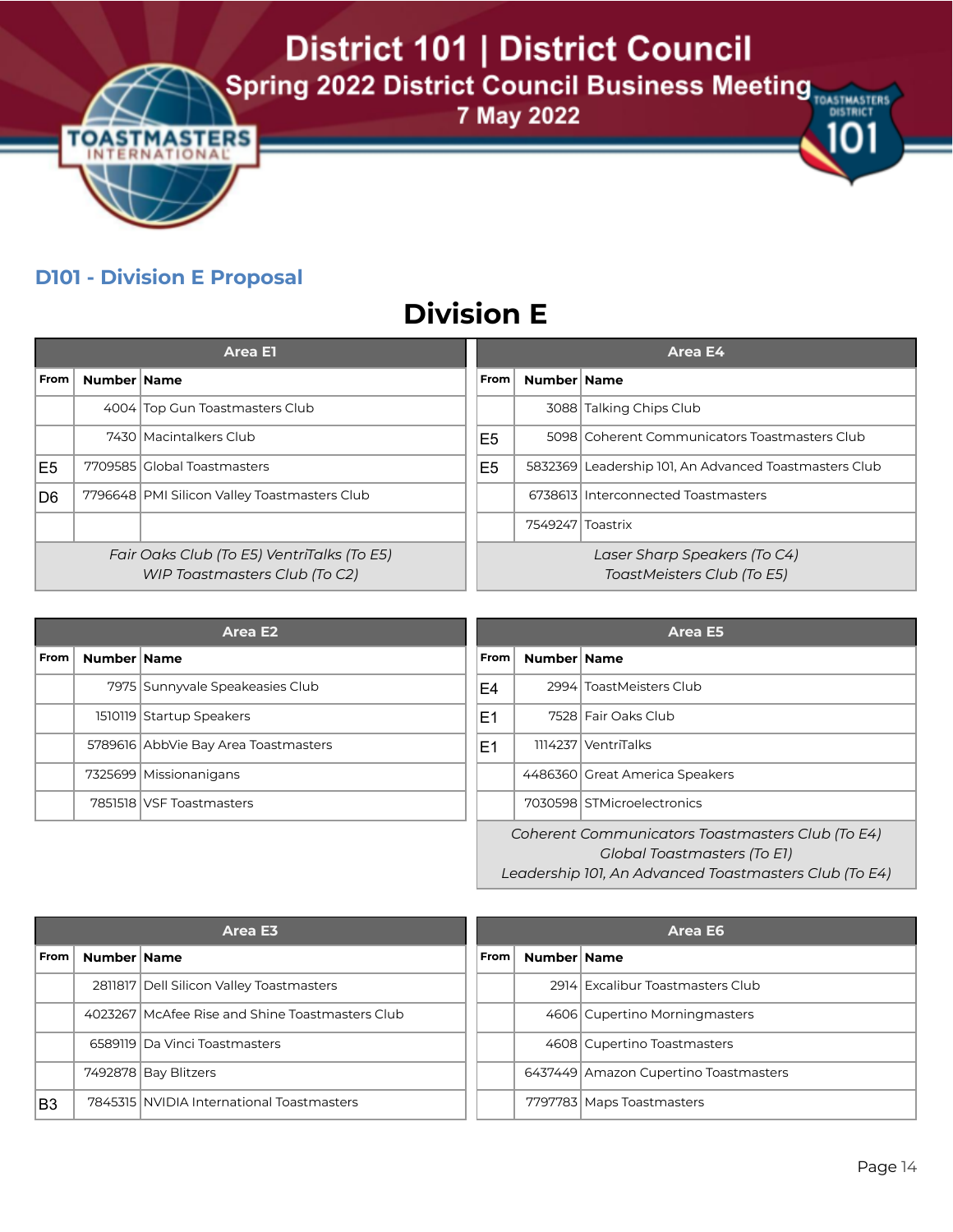## D101 - Division E Proposal

# Division E

| Area E1 | | |
|---|---|---|
| **From** | **Number** | **Name** |
| | 4004 | Top Gun Toastmasters Club |
| | 7430 | Macintalkers Club |
| E5 | 7709585 | Global Toastmasters |
| D6 | 7796648 | PMI Silicon Valley Toastmasters Club |
| | | |

*Fair Oaks Club (To E5) VentriTalks (To E5)*
*WIP Toastmasters Club (To C2)*

| Area E4 | | |
|---|---|---|
| **From** | **Number** | **Name** |
| | 3088 | Talking Chips Club |
| E5 | 5098 | Coherent Communicators Toastmasters Club |
| E5 | 5832369 | Leadership 101, An Advanced Toastmasters Club |
| | 6738613 | Interconnected Toastmasters |
| | 7549247 | Toastrix |

*Laser Sharp Speakers (To C4)*
*ToastMeisters Club (To E5)*

| Area E2 | | |
|---|---|---|
| **From** | **Number** | **Name** |
| | 7975 | Sunnyvale Speakeasies Club |
| | 1510119 | Startup Speakers |
| | 5789616 | AbbVie Bay Area Toastmasters |
| | 7325699 | Missionanigans |
| | 7851518 | VSF Toastmasters |

| Area E5 | | |
|---|---|---|
| **From** | **Number** | **Name** |
| E4 | 2994 | ToastMeisters Club |
| E1 | 7528 | Fair Oaks Club |
| E1 | 1114237 | VentriTalks |
| | 4486360 | Great America Speakers |
| | 7030598 | STMicroelectronics |

*Coherent Communicators Toastmasters Club (To E4)*
*Global Toastmasters (To E1)*
*Leadership 101, An Advanced Toastmasters Club (To E4)*

| Area E3 | | |
|---|---|---|
| **From** | **Number** | **Name** |
| | 2811817 | Dell Silicon Valley Toastmasters |
| | 4023267 | McAfee Rise and Shine Toastmasters Club |
| | 6589119 | Da Vinci Toastmasters |
| | 7492878 | Bay Blitzers |
| B3 | 7845315 | NVIDIA International Toastmasters |

| Area E6 | | |
|---|---|---|
| **From** | **Number** | **Name** |
| | 2914 | Excalibur Toastmasters Club |
| | 4606 | Cupertino Morningmasters |
| | 4608 | Cupertino Toastmasters |
| | 6437449 | Amazon Cupertino Toastmasters |
| | 7797783 | Maps Toastmasters |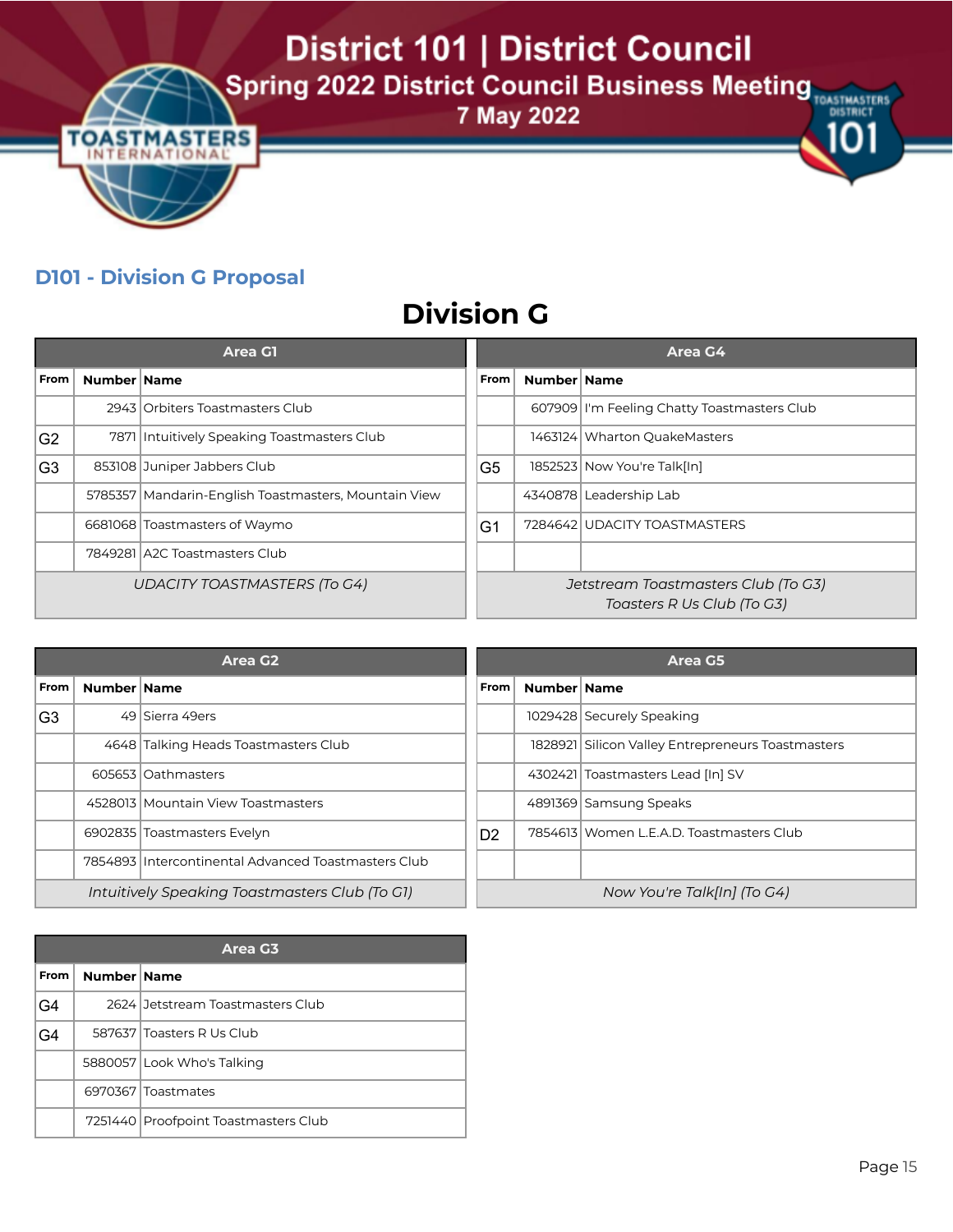# District 101 | District Council
## Spring 2022 District Council Business Meeting
### 7 May 2022

## D101 - Division G Proposal

# Division G

| Area G1 | | |
|---|---|---|
| **From** | **Number** | **Name** |
| | 2943 | Orbiters Toastmasters Club |
| G2 | 7871 | Intuitively Speaking Toastmasters Club |
| G3 | 853108 | Juniper Jabbers Club |
| | 5785357 | Mandarin-English Toastmasters, Mountain View |
| | 6681068 | Toastmasters of Waymo |
| | 7849281 | A2C Toastmasters Club |
| *UDACITY TOASTMASTERS (To G4)* | | |

| Area G4 | | |
|---|---|---|
| **From** | **Number** | **Name** |
| | 607909 | I'm Feeling Chatty Toastmasters Club |
| | 1463124 | Wharton QuakeMasters |
| G5 | 1852523 | Now You're Talk[In] |
| | 4340878 | Leadership Lab |
| G1 | 7284642 | UDACITY TOASTMASTERS |
| | | |
| *Jetstream Toastmasters Club (To G3)* *Toasters R Us Club (To G3)* | | |

| Area G2 | | |
|---|---|---|
| **From** | **Number** | **Name** |
| G3 | 49 | Sierra 49ers |
| | 4648 | Talking Heads Toastmasters Club |
| | 605653 | Oathmasters |
| | 4528013 | Mountain View Toastmasters |
| | 6902835 | Toastmasters Evelyn |
| | 7854893 | Intercontinental Advanced Toastmasters Club |
| *Intuitively Speaking Toastmasters Club (To G1)* | | |

| Area G5 | | |
|---|---|---|
| **From** | **Number** | **Name** |
| | 1029428 | Securely Speaking |
| | 1828921 | Silicon Valley Entrepreneurs Toastmasters |
| | 4302421 | Toastmasters Lead [In] SV |
| | 4891369 | Samsung Speaks |
| D2 | 7854613 | Women L.E.A.D. Toastmasters Club |
| | | |
| *Now You're Talk[In] (To G4)* | | |

| Area G3 | | |
|---|---|---|
| **From** | **Number** | **Name** |
| G4 | 2624 | Jetstream Toastmasters Club |
| G4 | 587637 | Toasters R Us Club |
| | 5880057 | Look Who's Talking |
| | 6970367 | Toastmates |
| | 7251440 | Proofpoint Toastmasters Club |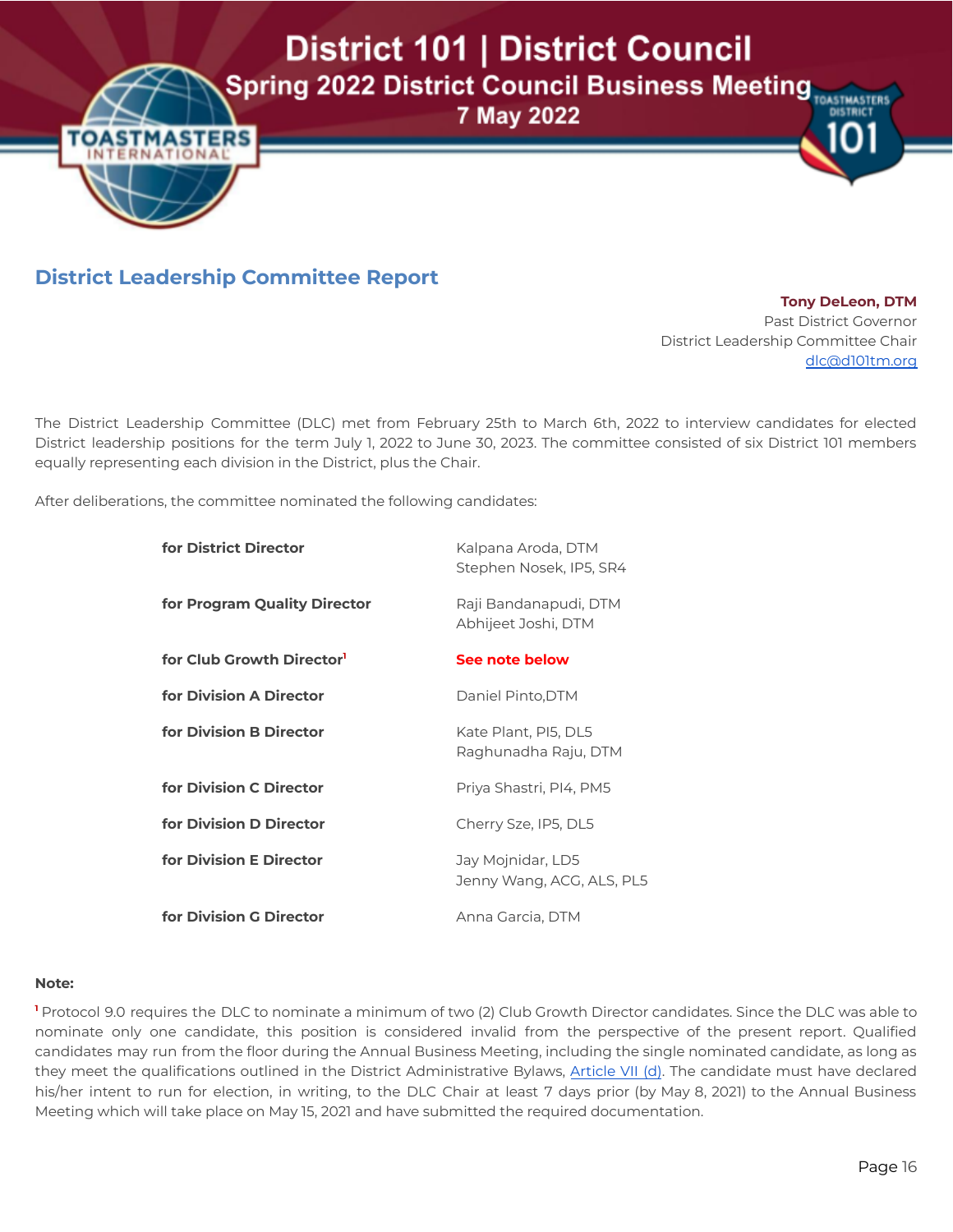## District Leadership Committee Report

**Tony DeLeon, DTM**
Past District Governor
District Leadership Committee Chair
dlc@d101tm.org

The District Leadership Committee (DLC) met from February 25th to March 6th, 2022 to interview candidates for elected District leadership positions for the term July 1, 2022 to June 30, 2023. The committee consisted of six District 101 members equally representing each division in the District, plus the Chair.

After deliberations, the committee nominated the following candidates:

| | |
|---|---|
| **for District Director** | Kalpana Aroda, DTM<br>Stephen Nosek, IP5, SR4 |
| **for Program Quality Director** | Raji Bandanapudi, DTM<br>Abhijeet Joshi, DTM |
| **for Club Growth Director**[1] | **See note below** |
| **for Division A Director** | Daniel Pinto,DTM |
| **for Division B Director** | Kate Plant, PI5, DL5<br>Raghunadha Raju, DTM |
| **for Division C Director** | Priya Shastri, PI4, PM5 |
| **for Division D Director** | Cherry Sze, IP5, DL5 |
| **for Division E Director** | Jay Mojnidar, LD5<br>Jenny Wang, ACG, ALS, PL5 |
| **for Division G Director** | Anna Garcia, DTM |

**Note:**

[1] Protocol 9.0 requires the DLC to nominate a minimum of two (2) Club Growth Director candidates. Since the DLC was able to nominate only one candidate, this position is considered invalid from the perspective of the present report. Qualified candidates may run from the floor during the Annual Business Meeting, including the single nominated candidate, as long as they meet the qualifications outlined in the District Administrative Bylaws, Article VII (d). The candidate must have declared his/her intent to run for election, in writing, to the DLC Chair at least 7 days prior (by May 8, 2021) to the Annual Business Meeting which will take place on May 15, 2021 and have submitted the required documentation.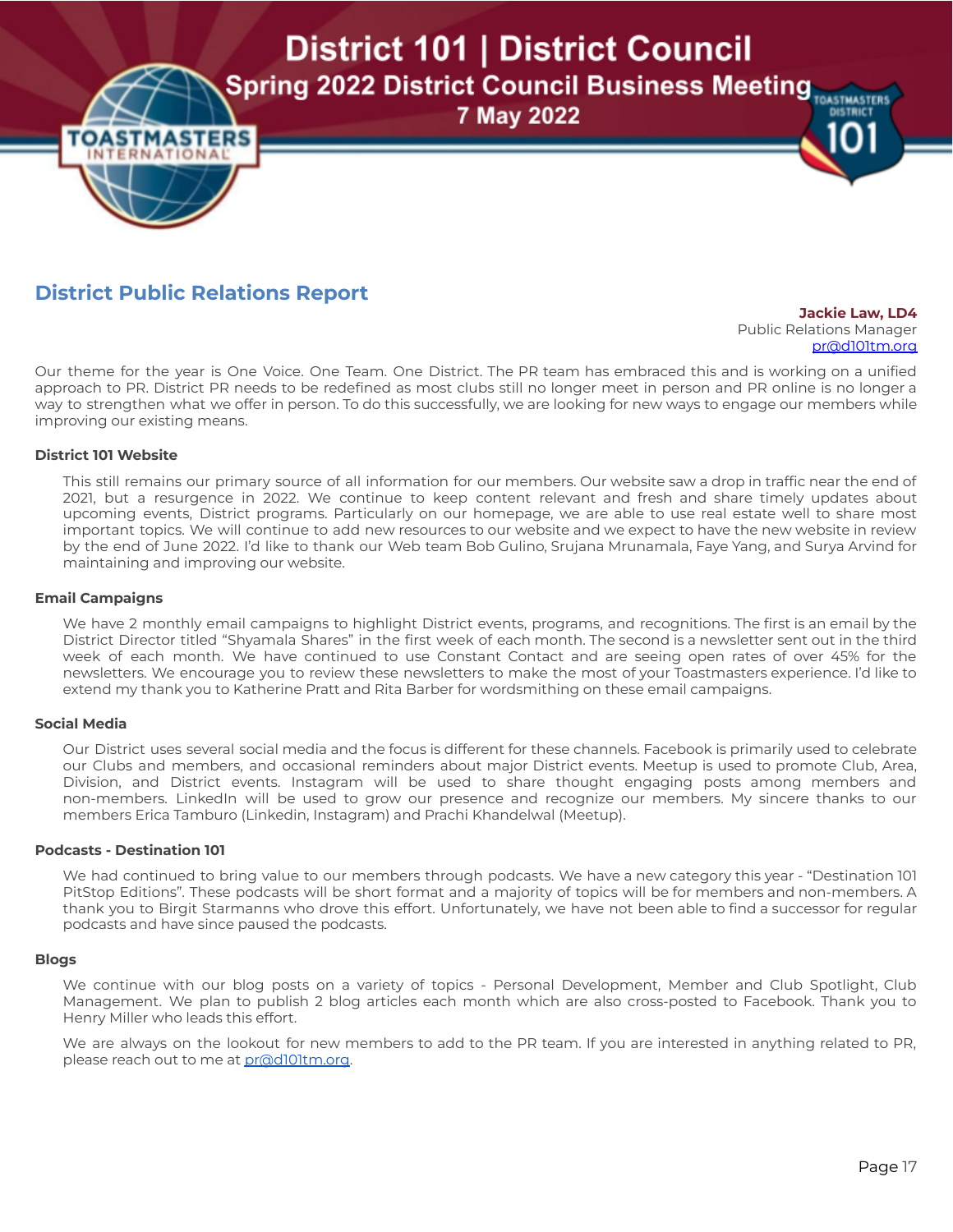## District Public Relations Report

**Jackie Law, LD4**
Public Relations Manager
pr@d101tm.org

Our theme for the year is One Voice. One Team. One District. The PR team has embraced this and is working on a unified approach to PR. District PR needs to be redefined as most clubs still no longer meet in person and PR online is no longer a way to strengthen what we offer in person. To do this successfully, we are looking for new ways to engage our members while improving our existing means.

### District 101 Website

This still remains our primary source of all information for our members. Our website saw a drop in traffic near the end of 2021, but a resurgence in 2022. We continue to keep content relevant and fresh and share timely updates about upcoming events, District programs. Particularly on our homepage, we are able to use real estate well to share most important topics. We will continue to add new resources to our website and we expect to have the new website in review by the end of June 2022. I'd like to thank our Web team Bob Gulino, Srujana Mrunamala, Faye Yang, and Surya Arvind for maintaining and improving our website.

### Email Campaigns

We have 2 monthly email campaigns to highlight District events, programs, and recognitions. The first is an email by the District Director titled "Shyamala Shares" in the first week of each month. The second is a newsletter sent out in the third week of each month. We have continued to use Constant Contact and are seeing open rates of over 45% for the newsletters. We encourage you to review these newsletters to make the most of your Toastmasters experience. I'd like to extend my thank you to Katherine Pratt and Rita Barber for wordsmithing on these email campaigns.

### Social Media

Our District uses several social media and the focus is different for these channels. Facebook is primarily used to celebrate our Clubs and members, and occasional reminders about major District events. Meetup is used to promote Club, Area, Division, and District events. Instagram will be used to share thought engaging posts among members and non-members. LinkedIn will be used to grow our presence and recognize our members. My sincere thanks to our members Erica Tamburo (Linkedin, Instagram) and Prachi Khandelwal (Meetup).

### Podcasts - Destination 101

We had continued to bring value to our members through podcasts. We have a new category this year - "Destination 101 PitStop Editions". These podcasts will be short format and a majority of topics will be for members and non-members. A thank you to Birgit Starmanns who drove this effort. Unfortunately, we have not been able to find a successor for regular podcasts and have since paused the podcasts.

### Blogs

We continue with our blog posts on a variety of topics - Personal Development, Member and Club Spotlight, Club Management. We plan to publish 2 blog articles each month which are also cross-posted to Facebook. Thank you to Henry Miller who leads this effort.

We are always on the lookout for new members to add to the PR team. If you are interested in anything related to PR, please reach out to me at pr@d101tm.org.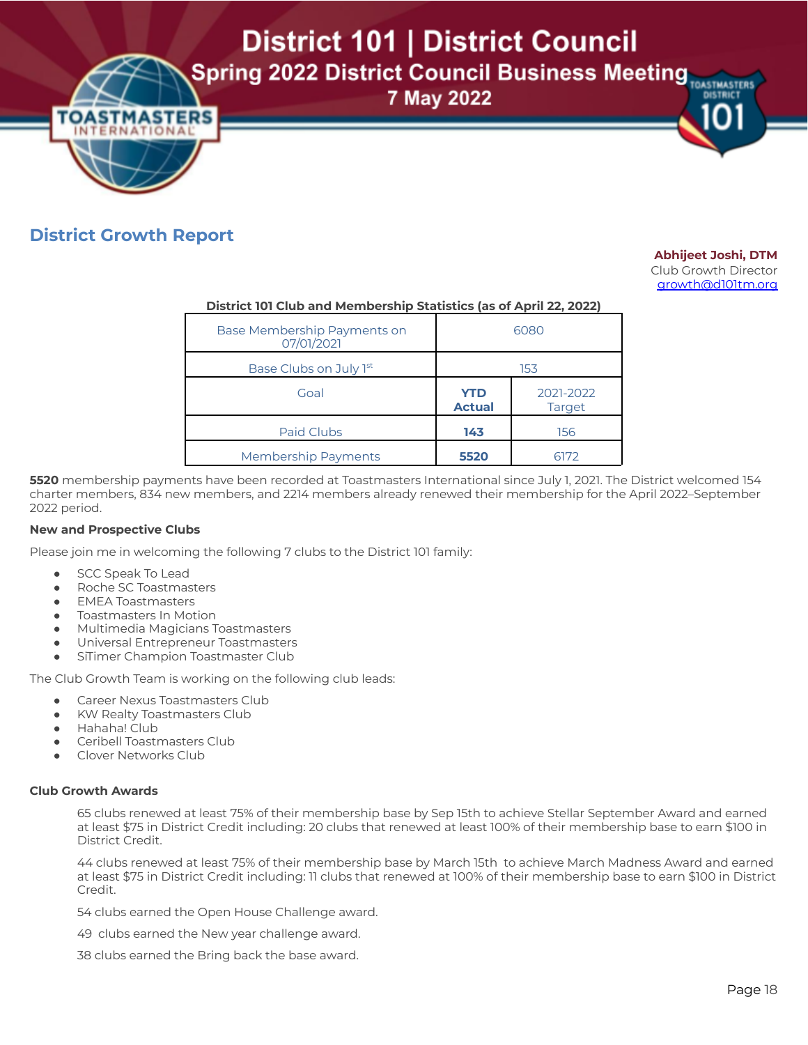# District 101 | District Council

## Spring 2022 District Council Business Meeting

### 7 May 2022

## District Growth Report

**Abhijeet Joshi, DTM**
Club Growth Director
growth@d101tm.org

**District 101 Club and Membership Statistics (as of April 22, 2022)**

| Base Membership Payments on 07/01/2021 | 6080 | |
|---|---|---|
| Base Clubs on July 1st | 153 | |
| Goal | **YTD Actual** | 2021-2022 Target |
| Paid Clubs | **143** | 156 |
| Membership Payments | **5520** | 6172 |

**5520** membership payments have been recorded at Toastmasters International since July 1, 2021. The District welcomed 154 charter members, 834 new members, and 2214 members already renewed their membership for the April 2022–September 2022 period.

**New and Prospective Clubs**

Please join me in welcoming the following 7 clubs to the District 101 family:

- SCC Speak To Lead
- Roche SC Toastmasters
- EMEA Toastmasters
- Toastmasters In Motion
- Multimedia Magicians Toastmasters
- Universal Entrepreneur Toastmasters
- SiTimer Champion Toastmaster Club

The Club Growth Team is working on the following club leads:

- Career Nexus Toastmasters Club
- KW Realty Toastmasters Club
- Hahaha! Club
- Ceribell Toastmasters Club
- Clover Networks Club

**Club Growth Awards**

65 clubs renewed at least 75% of their membership base by Sep 15th to achieve Stellar September Award and earned at least $75 in District Credit including: 20 clubs that renewed at least 100% of their membership base to earn $100 in District Credit.

44 clubs renewed at least 75% of their membership base by March 15th to achieve March Madness Award and earned at least $75 in District Credit including: 11 clubs that renewed at 100% of their membership base to earn $100 in District Credit.

54 clubs earned the Open House Challenge award.

49 clubs earned the New year challenge award.

38 clubs earned the Bring back the base award.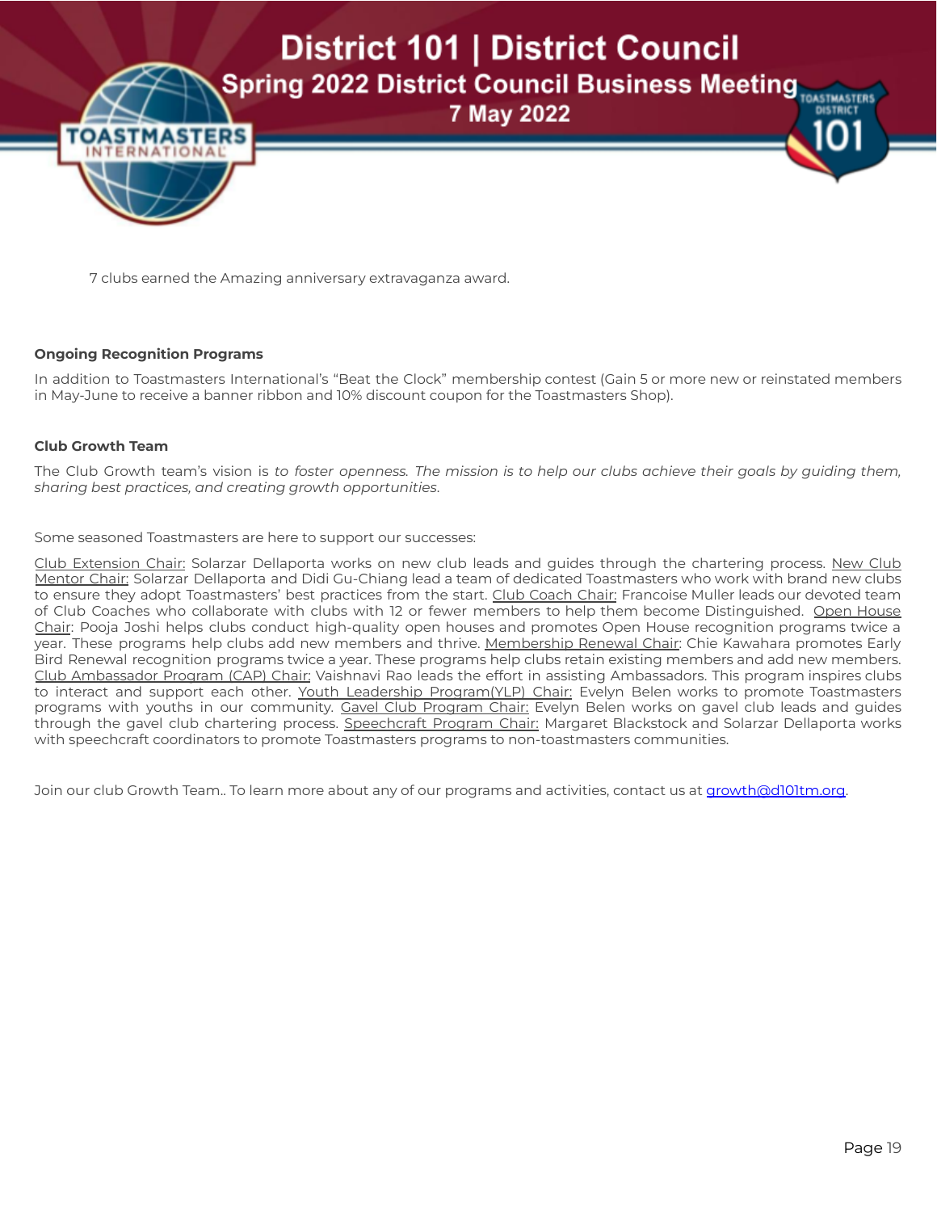7 clubs earned the Amazing anniversary extravaganza award.

**Ongoing Recognition Programs**

In addition to Toastmasters International's "Beat the Clock" membership contest (Gain 5 or more new or reinstated members in May-June to receive a banner ribbon and 10% discount coupon for the Toastmasters Shop).

**Club Growth Team**

The Club Growth team's vision is *to foster openness. The mission is to help our clubs achieve their goals by guiding them, sharing best practices, and creating growth opportunities.*

Some seasoned Toastmasters are here to support our successes:

Club Extension Chair: Solarzar Dellaporta works on new club leads and guides through the chartering process. New Club Mentor Chair: Solarzar Dellaporta and Didi Gu-Chiang lead a team of dedicated Toastmasters who work with brand new clubs to ensure they adopt Toastmasters' best practices from the start. Club Coach Chair: Francoise Muller leads our devoted team of Club Coaches who collaborate with clubs with 12 or fewer members to help them become Distinguished. Open House Chair: Pooja Joshi helps clubs conduct high-quality open houses and promotes Open House recognition programs twice a year. These programs help clubs add new members and thrive. Membership Renewal Chair: Chie Kawahara promotes Early Bird Renewal recognition programs twice a year. These programs help clubs retain existing members and add new members. Club Ambassador Program (CAP) Chair: Vaishnavi Rao leads the effort in assisting Ambassadors. This program inspires clubs to interact and support each other. Youth Leadership Program(YLP) Chair: Evelyn Belen works to promote Toastmasters programs with youths in our community. Gavel Club Program Chair: Evelyn Belen works on gavel club leads and guides through the gavel club chartering process. Speechcraft Program Chair: Margaret Blackstock and Solarzar Dellaporta works with speechcraft coordinators to promote Toastmasters programs to non-toastmasters communities.

Join our club Growth Team.. To learn more about any of our programs and activities, contact us at growth@d101tm.org.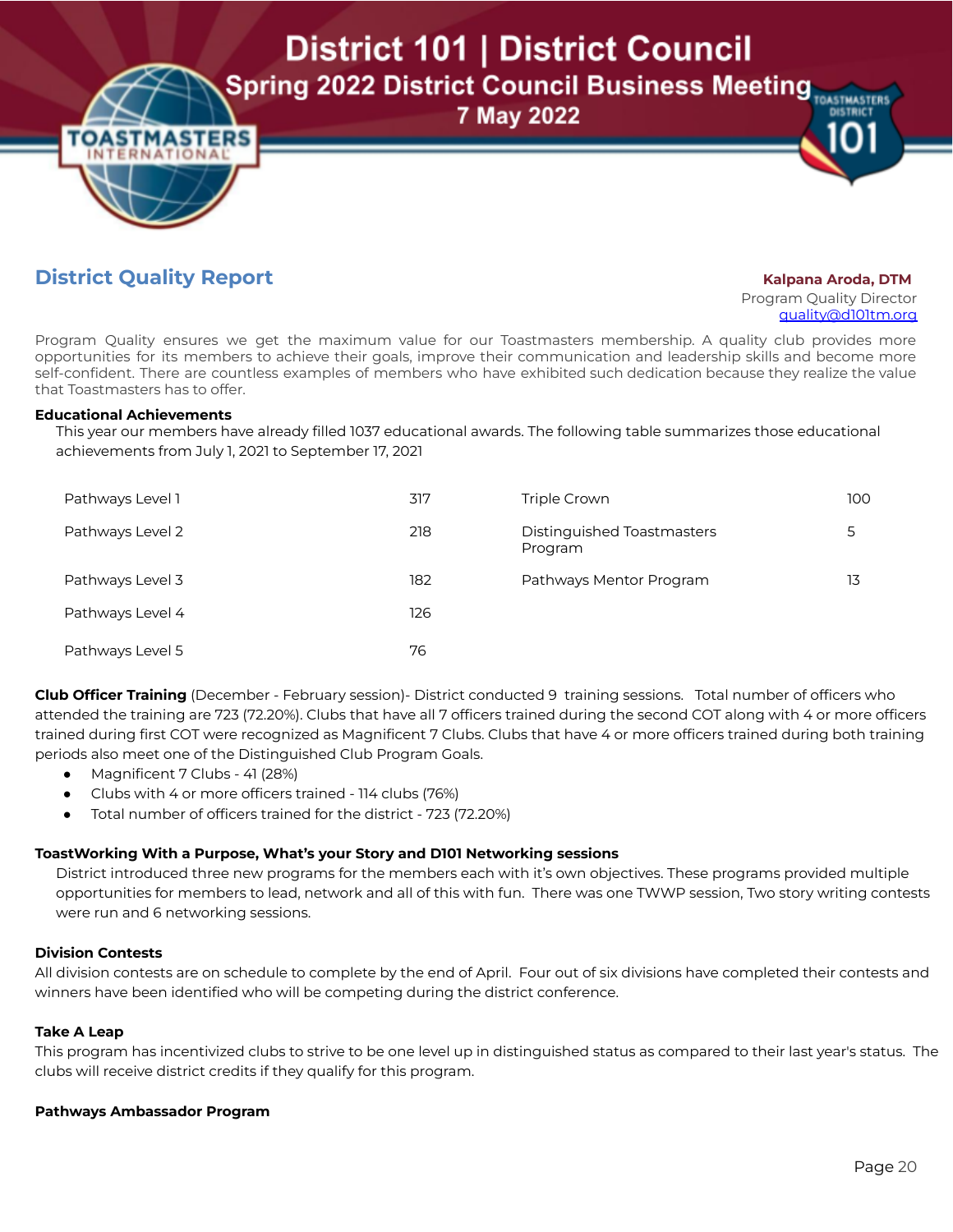# District 101 | District Council

## Spring 2022 District Council Business Meeting

7 May 2022

## District Quality Report

**Kalpana Aroda, DTM**
Program Quality Director
quality@d101tm.org

Program Quality ensures we get the maximum value for our Toastmasters membership. A quality club provides more opportunities for its members to achieve their goals, improve their communication and leadership skills and become more self-confident. There are countless examples of members who have exhibited such dedication because they realize the value that Toastmasters has to offer.

**Educational Achievements**

This year our members have already filled 1037 educational awards. The following table summarizes those educational achievements from July 1, 2021 to September 17, 2021

| | | | |
|---|---|---|---|
| Pathways Level 1 | 317 | Triple Crown | 100 |
| Pathways Level 2 | 218 | Distinguished Toastmasters Program | 5 |
| Pathways Level 3 | 182 | Pathways Mentor Program | 13 |
| Pathways Level 4 | 126 | | |
| Pathways Level 5 | 76 | | |

**Club Officer Training** (December - February session)- District conducted 9 training sessions. Total number of officers who attended the training are 723 (72.20%). Clubs that have all 7 officers trained during the second COT along with 4 or more officers trained during first COT were recognized as Magnificent 7 Clubs. Clubs that have 4 or more officers trained during both training periods also meet one of the Distinguished Club Program Goals.

- Magnificent 7 Clubs - 41 (28%)
- Clubs with 4 or more officers trained - 114 clubs (76%)
- Total number of officers trained for the district - 723 (72.20%)

**ToastWorking With a Purpose, What's your Story and D101 Networking sessions**

District introduced three new programs for the members each with it's own objectives. These programs provided multiple opportunities for members to lead, network and all of this with fun. There was one TWWP session, Two story writing contests were run and 6 networking sessions.

**Division Contests**

All division contests are on schedule to complete by the end of April. Four out of six divisions have completed their contests and winners have been identified who will be competing during the district conference.

**Take A Leap**

This program has incentivized clubs to strive to be one level up in distinguished status as compared to their last year's status. The clubs will receive district credits if they qualify for this program.

**Pathways Ambassador Program**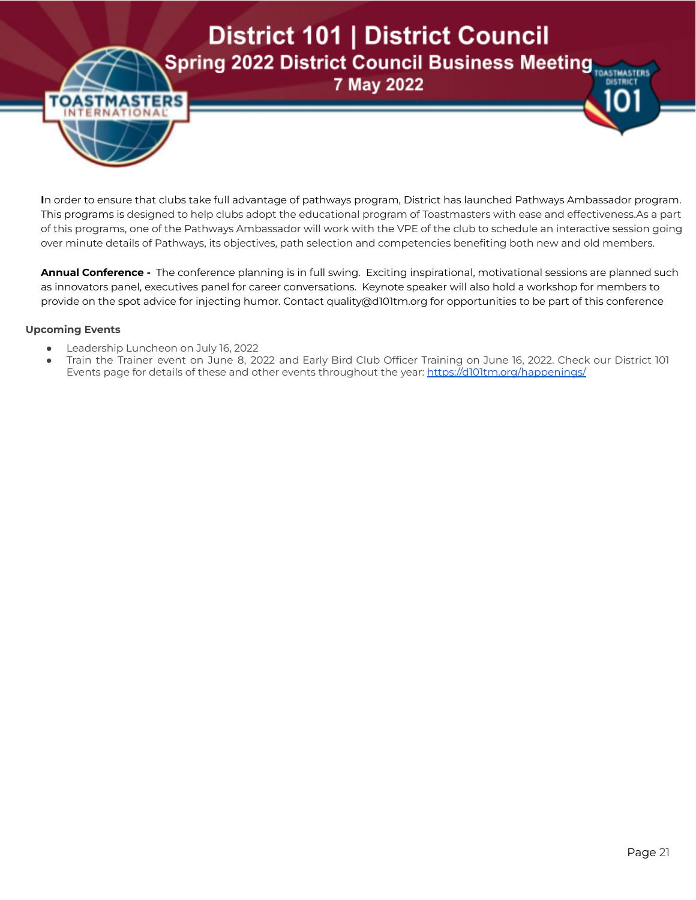In order to ensure that clubs take full advantage of pathways program, District has launched Pathways Ambassador program. This programs is designed to help clubs adopt the educational program of Toastmasters with ease and effectiveness.As a part of this programs, one of the Pathways Ambassador will work with the VPE of the club to schedule an interactive session going over minute details of Pathways, its objectives, path selection and competencies benefiting both new and old members.

**Annual Conference -** The conference planning is in full swing. Exciting inspirational, motivational sessions are planned such as innovators panel, executives panel for career conversations. Keynote speaker will also hold a workshop for members to provide on the spot advice for injecting humor. Contact quality@d101tm.org for opportunities to be part of this conference

**Upcoming Events**

- Leadership Luncheon on July 16, 2022
- Train the Trainer event on June 8, 2022 and Early Bird Club Officer Training on June 16, 2022. Check our District 101 Events page for details of these and other events throughout the year: [https://d101tm.org/happenings/](https://d101tm.org/happenings/)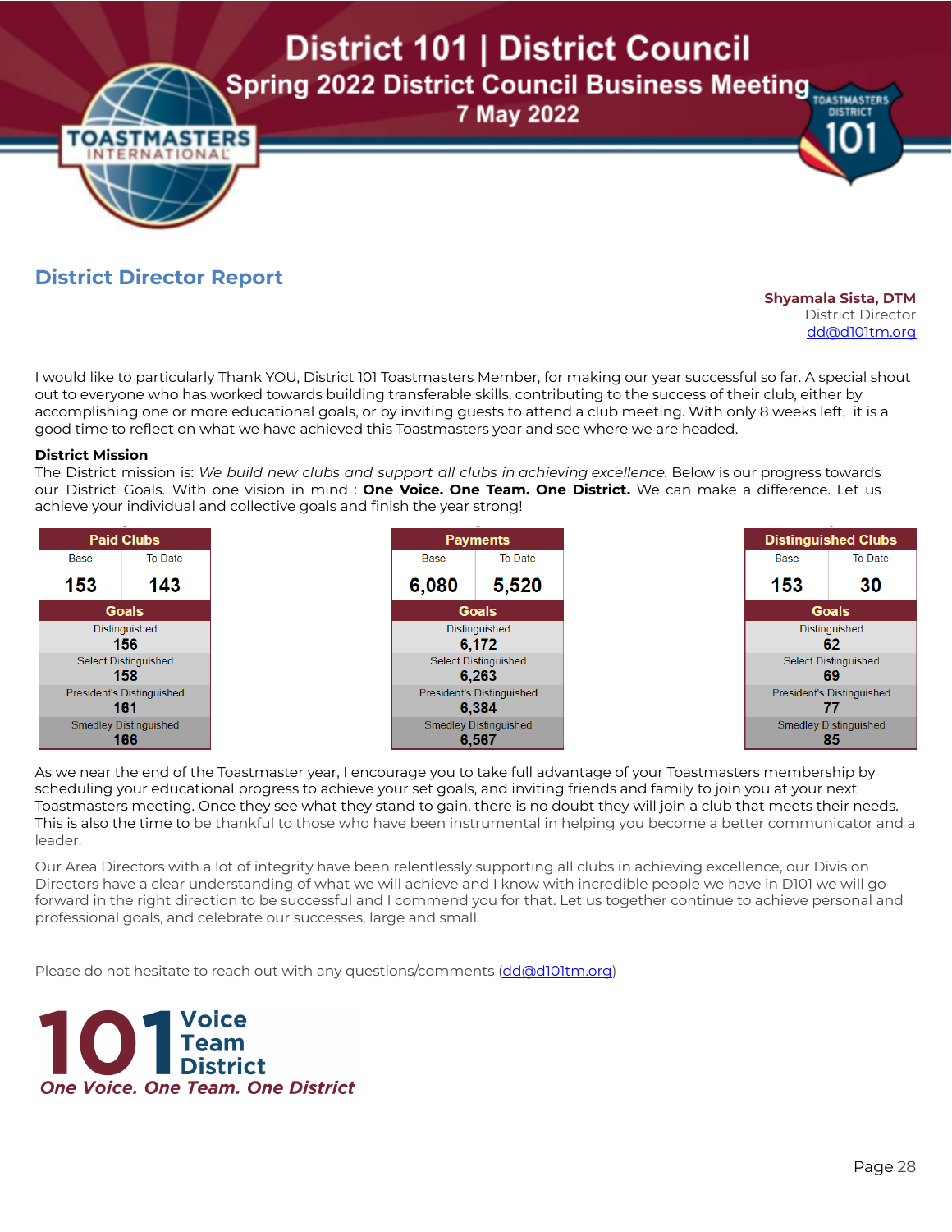# District 101 | District Council

## Spring 2022 District Council Business Meeting

7 May 2022

## District Director Report

**Shyamala Sista, DTM**
District Director
dd@d101tm.org

I would like to particularly Thank YOU, District 101 Toastmasters Member, for making our year successful so far. A special shout out to everyone who has worked towards building transferable skills, contributing to the success of their club, either by accomplishing one or more educational goals, or by inviting guests to attend a club meeting. With only 8 weeks left, it is a good time to reflect on what we have achieved this Toastmasters year and see where we are headed.

**District Mission**

The District mission is: *We build new clubs and support all clubs in achieving excellence.* Below is our progress towards our District Goals. With one vision in mind : **One Voice. One Team. One District.** We can make a difference. Let us achieve your individual and collective goals and finish the year strong!

| | Paid Clubs | Payments | Distinguished Clubs |
|---|---|---|---|
| Base | 153 | 6,080 | 153 |
| To Date | 143 | 5,520 | 30 |
| **Goals** | | | |
| Distinguished | 156 | 6,172 | 62 |
| Select Distinguished | 158 | 6,263 | 69 |
| President's Distinguished | 161 | 6,384 | 77 |
| Smedley Distinguished | 166 | 6,567 | 85 |

As we near the end of the Toastmaster year, I encourage you to take full advantage of your Toastmasters membership by scheduling your educational progress to achieve your set goals, and inviting friends and family to join you at your next Toastmasters meeting. Once they see what they stand to gain, there is no doubt they will join a club that meets their needs. This is also the time to be thankful to those who have been instrumental in helping you become a better communicator and a leader.

Our Area Directors with a lot of integrity have been relentlessly supporting all clubs in achieving excellence, our Division Directors have a clear understanding of what we will achieve and I know with incredible people we have in D101 we will go forward in the right direction to be successful and I commend you for that. Let us together continue to achieve personal and professional goals, and celebrate our successes, large and small.

Please do not hesitate to reach out with any questions/comments (dd@d101tm.org)

101 Voice Team District

*One Voice. One Team. One District*